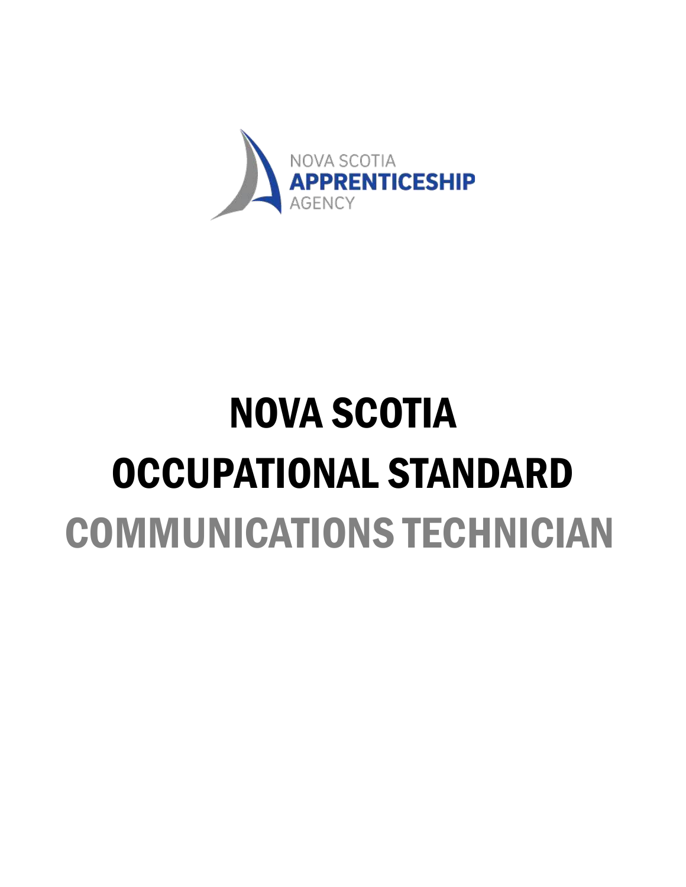NOVA SCOTIA
APPRENTICESHIP
AGENCY

# NOVA SCOTIA OCCUPATIONAL STANDARD

# COMMUNICATIONS TECHNICIAN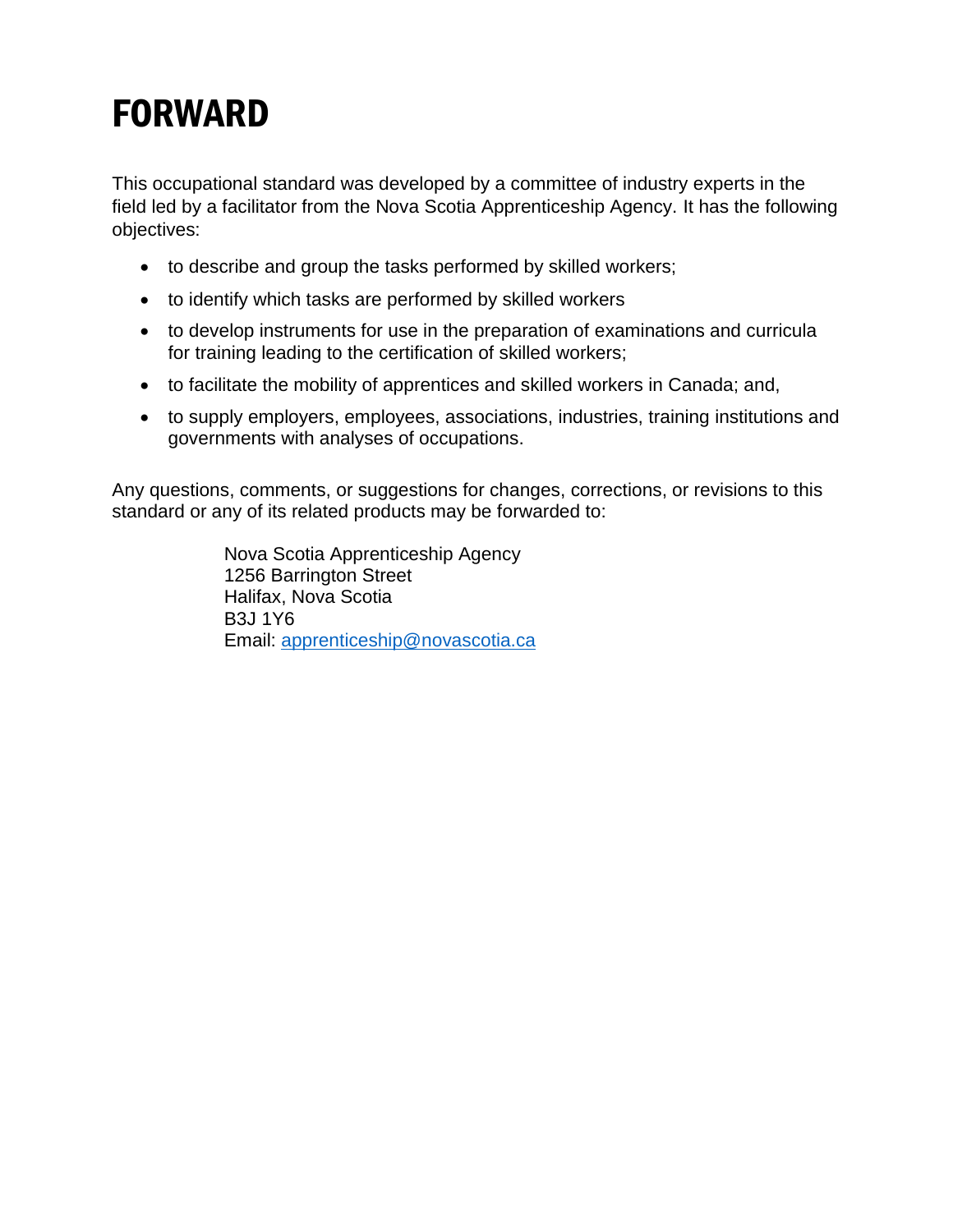# FORWARD

This occupational standard was developed by a committee of industry experts in the field led by a facilitator from the Nova Scotia Apprenticeship Agency. It has the following objectives:

- to describe and group the tasks performed by skilled workers;
- to identify which tasks are performed by skilled workers
- to develop instruments for use in the preparation of examinations and curricula for training leading to the certification of skilled workers;
- to facilitate the mobility of apprentices and skilled workers in Canada; and,
- to supply employers, employees, associations, industries, training institutions and governments with analyses of occupations.

Any questions, comments, or suggestions for changes, corrections, or revisions to this standard or any of its related products may be forwarded to:

Nova Scotia Apprenticeship Agency
1256 Barrington Street
Halifax, Nova Scotia
B3J 1Y6
Email: apprenticeship@novascotia.ca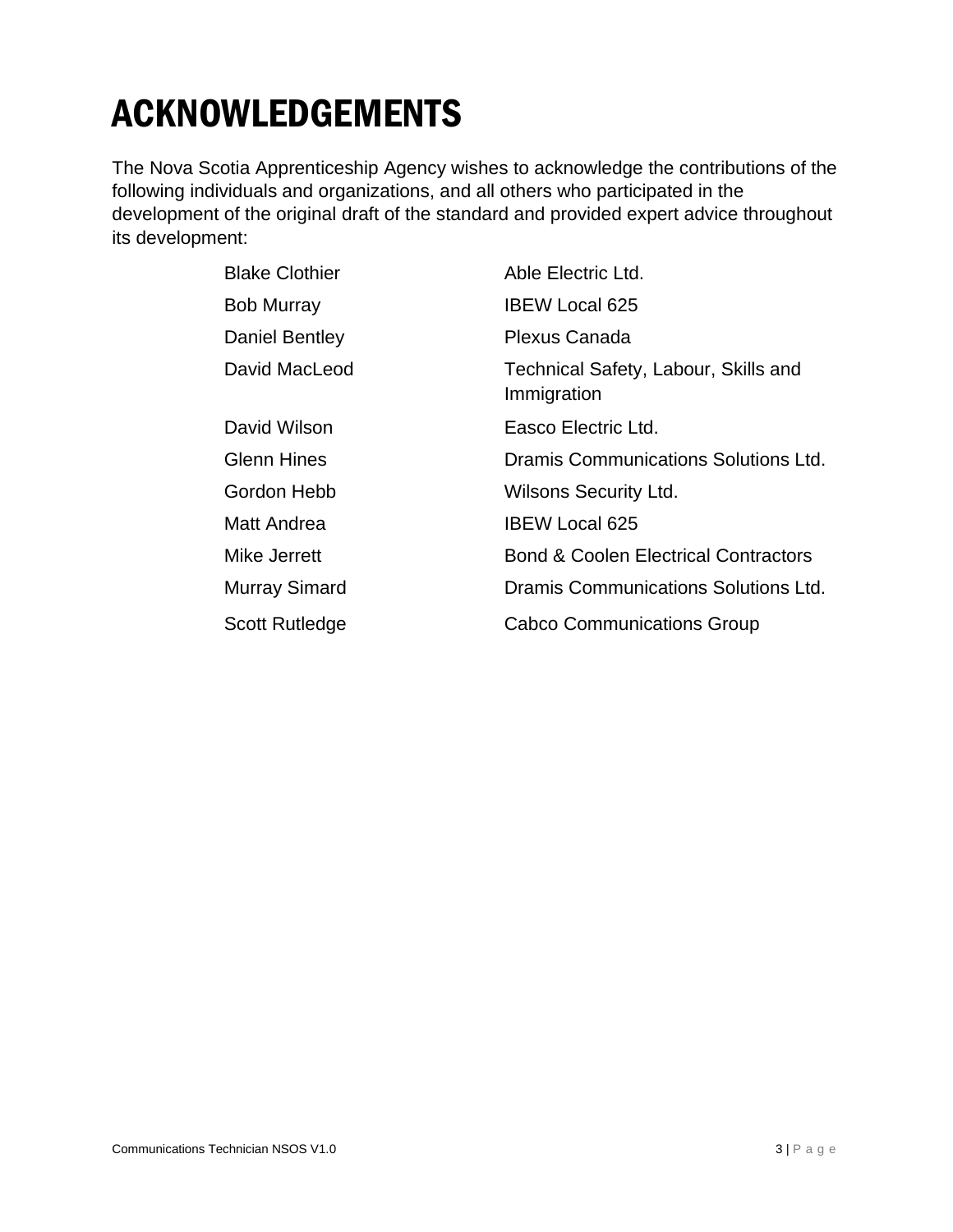# ACKNOWLEDGEMENTS

The Nova Scotia Apprenticeship Agency wishes to acknowledge the contributions of the following individuals and organizations, and all others who participated in the development of the original draft of the standard and provided expert advice throughout its development:

| | |
|---|---|
| Blake Clothier | Able Electric Ltd. |
| Bob Murray | IBEW Local 625 |
| Daniel Bentley | Plexus Canada |
| David MacLeod | Technical Safety, Labour, Skills and Immigration |
| David Wilson | Easco Electric Ltd. |
| Glenn Hines | Dramis Communications Solutions Ltd. |
| Gordon Hebb | Wilsons Security Ltd. |
| Matt Andrea | IBEW Local 625 |
| Mike Jerrett | Bond & Coolen Electrical Contractors |
| Murray Simard | Dramis Communications Solutions Ltd. |
| Scott Rutledge | Cabco Communications Group |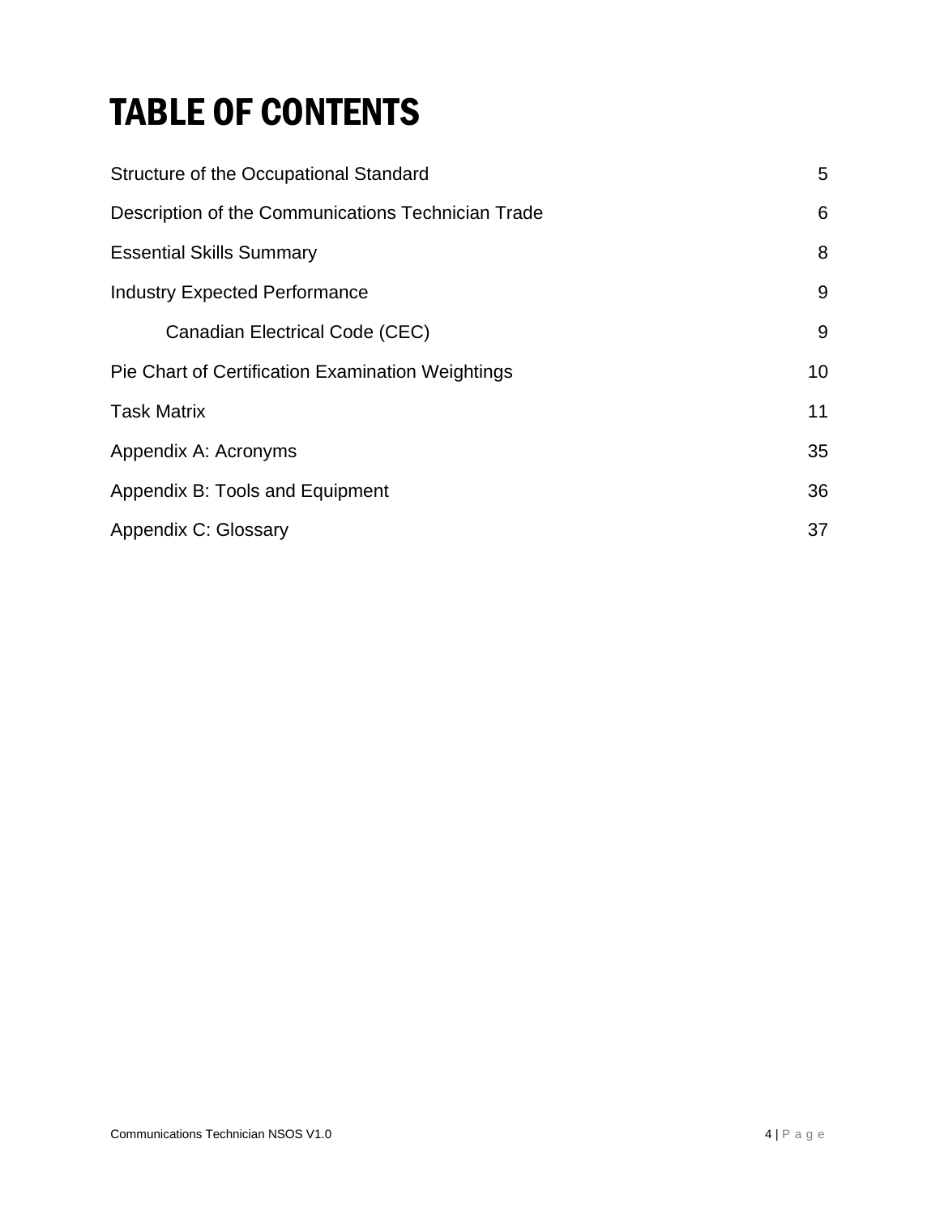# TABLE OF CONTENTS

| | |
|---|---|
| Structure of the Occupational Standard | 5 |
| Description of the Communications Technician Trade | 6 |
| Essential Skills Summary | 8 |
| Industry Expected Performance | 9 |
| Canadian Electrical Code (CEC) | 9 |
| Pie Chart of Certification Examination Weightings | 10 |
| Task Matrix | 11 |
| Appendix A: Acronyms | 35 |
| Appendix B: Tools and Equipment | 36 |
| Appendix C: Glossary | 37 |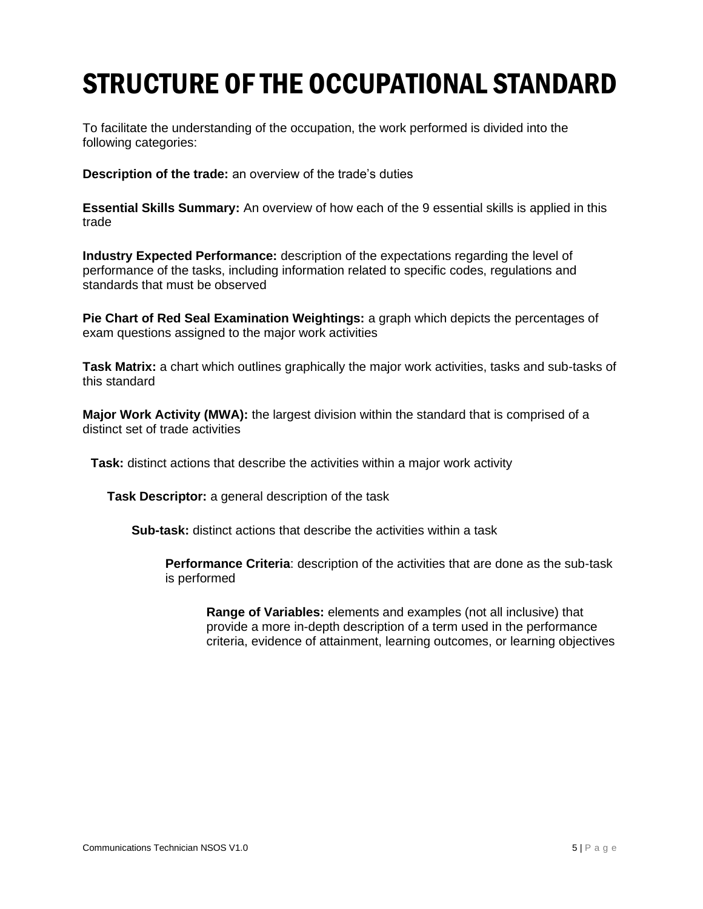# STRUCTURE OF THE OCCUPATIONAL STANDARD

To facilitate the understanding of the occupation, the work performed is divided into the following categories:

**Description of the trade:** an overview of the trade's duties

**Essential Skills Summary:** An overview of how each of the 9 essential skills is applied in this trade

**Industry Expected Performance:** description of the expectations regarding the level of performance of the tasks, including information related to specific codes, regulations and standards that must be observed

**Pie Chart of Red Seal Examination Weightings:** a graph which depicts the percentages of exam questions assigned to the major work activities

**Task Matrix:** a chart which outlines graphically the major work activities, tasks and sub-tasks of this standard

**Major Work Activity (MWA):** the largest division within the standard that is comprised of a distinct set of trade activities

**Task:** distinct actions that describe the activities within a major work activity

**Task Descriptor:** a general description of the task

**Sub-task:** distinct actions that describe the activities within a task

**Performance Criteria**: description of the activities that are done as the sub-task is performed

**Range of Variables:** elements and examples (not all inclusive) that provide a more in-depth description of a term used in the performance criteria, evidence of attainment, learning outcomes, or learning objectives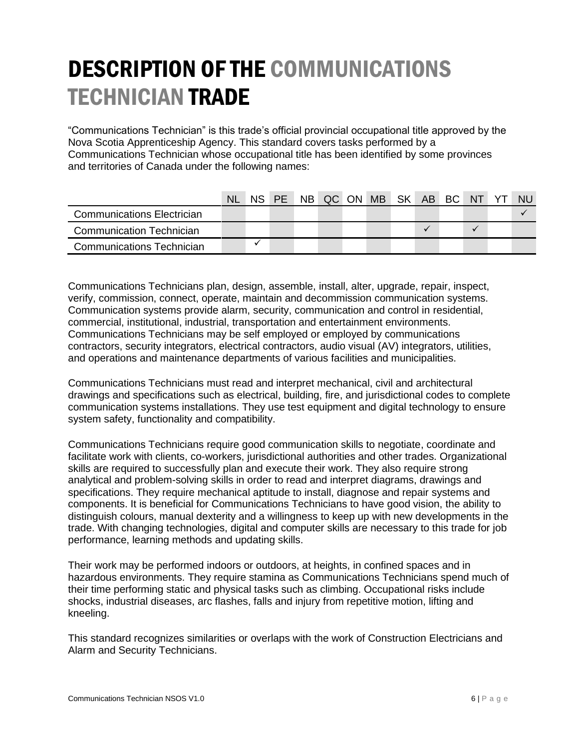# DESCRIPTION OF THE COMMUNICATIONS TECHNICIAN TRADE

"Communications Technician" is this trade's official provincial occupational title approved by the Nova Scotia Apprenticeship Agency. This standard covers tasks performed by a Communications Technician whose occupational title has been identified by some provinces and territories of Canada under the following names:

| | NL | NS | PE | NB | QC | ON | MB | SK | AB | BC | NT | YT | NU |
|---|---|---|---|---|---|---|---|---|---|---|---|---|---|
| Communications Electrician | | | | | | | | | | | | | ✓ |
| Communication Technician | | | | | | | | | ✓ | | ✓ | | |
| Communications Technician | | ✓ | | | | | | | | | | | |

Communications Technicians plan, design, assemble, install, alter, upgrade, repair, inspect, verify, commission, connect, operate, maintain and decommission communication systems. Communication systems provide alarm, security, communication and control in residential, commercial, institutional, industrial, transportation and entertainment environments. Communications Technicians may be self employed or employed by communications contractors, security integrators, electrical contractors, audio visual (AV) integrators, utilities, and operations and maintenance departments of various facilities and municipalities.

Communications Technicians must read and interpret mechanical, civil and architectural drawings and specifications such as electrical, building, fire, and jurisdictional codes to complete communication systems installations. They use test equipment and digital technology to ensure system safety, functionality and compatibility.

Communications Technicians require good communication skills to negotiate, coordinate and facilitate work with clients, co-workers, jurisdictional authorities and other trades. Organizational skills are required to successfully plan and execute their work. They also require strong analytical and problem-solving skills in order to read and interpret diagrams, drawings and specifications. They require mechanical aptitude to install, diagnose and repair systems and components. It is beneficial for Communications Technicians to have good vision, the ability to distinguish colours, manual dexterity and a willingness to keep up with new developments in the trade. With changing technologies, digital and computer skills are necessary to this trade for job performance, learning methods and updating skills.

Their work may be performed indoors or outdoors, at heights, in confined spaces and in hazardous environments. They require stamina as Communications Technicians spend much of their time performing static and physical tasks such as climbing. Occupational risks include shocks, industrial diseases, arc flashes, falls and injury from repetitive motion, lifting and kneeling.

This standard recognizes similarities or overlaps with the work of Construction Electricians and Alarm and Security Technicians.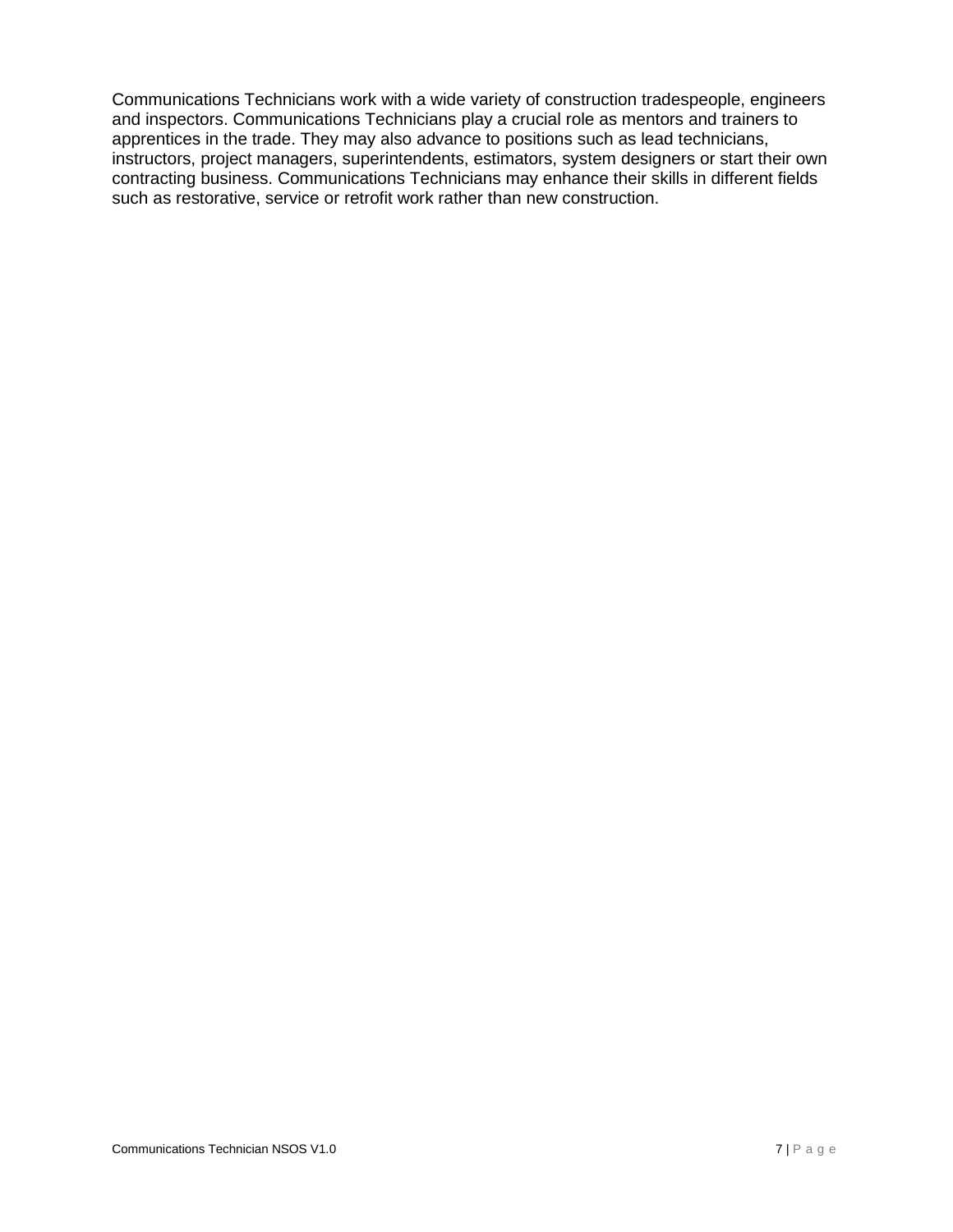Communications Technicians work with a wide variety of construction tradespeople, engineers and inspectors. Communications Technicians play a crucial role as mentors and trainers to apprentices in the trade. They may also advance to positions such as lead technicians, instructors, project managers, superintendents, estimators, system designers or start their own contracting business. Communications Technicians may enhance their skills in different fields such as restorative, service or retrofit work rather than new construction.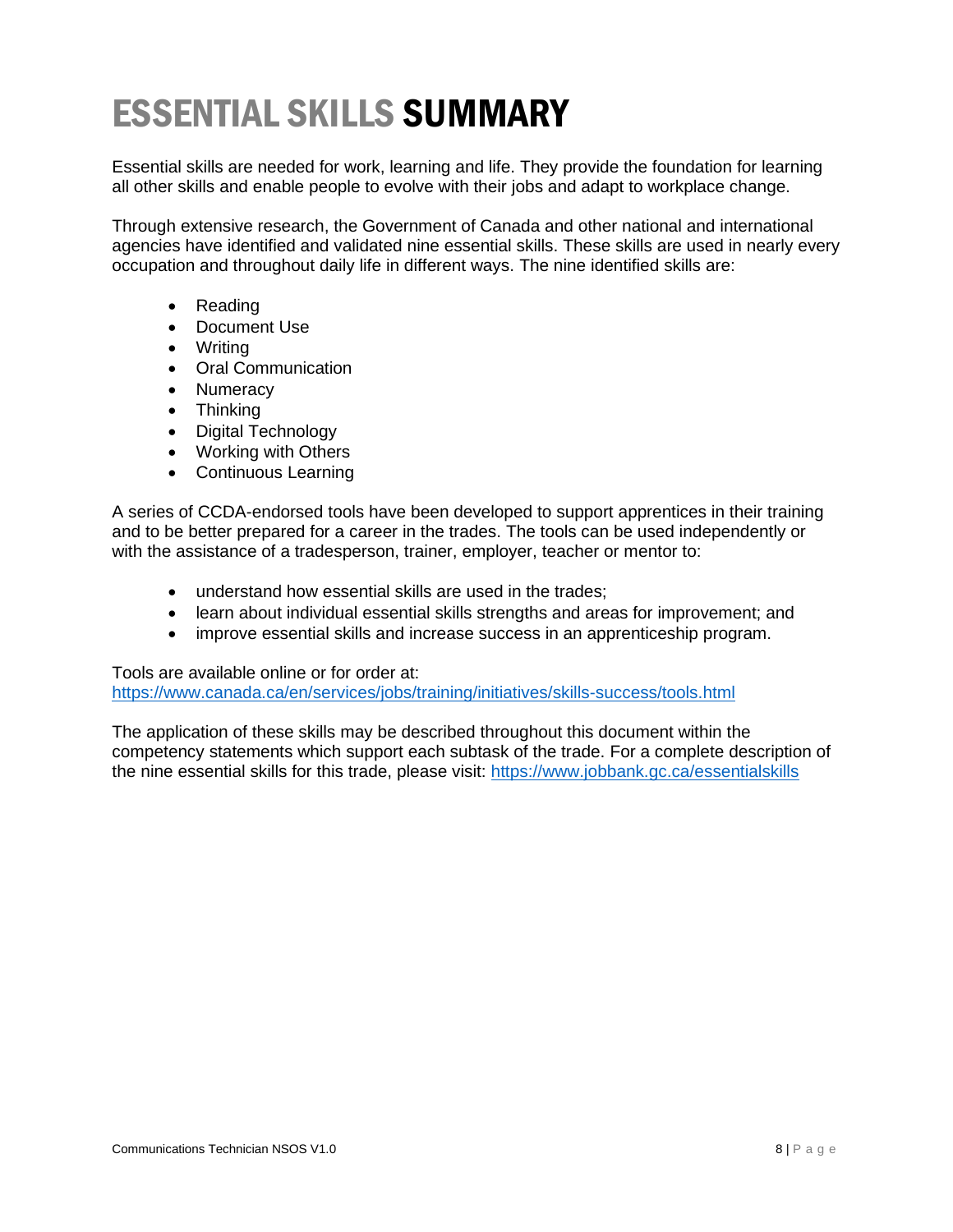# ESSENTIAL SKILLS SUMMARY

Essential skills are needed for work, learning and life. They provide the foundation for learning all other skills and enable people to evolve with their jobs and adapt to workplace change.

Through extensive research, the Government of Canada and other national and international agencies have identified and validated nine essential skills. These skills are used in nearly every occupation and throughout daily life in different ways. The nine identified skills are:

- Reading
- Document Use
- Writing
- Oral Communication
- Numeracy
- Thinking
- Digital Technology
- Working with Others
- Continuous Learning

A series of CCDA-endorsed tools have been developed to support apprentices in their training and to be better prepared for a career in the trades. The tools can be used independently or with the assistance of a tradesperson, trainer, employer, teacher or mentor to:

- understand how essential skills are used in the trades;
- learn about individual essential skills strengths and areas for improvement; and
- improve essential skills and increase success in an apprenticeship program.

Tools are available online or for order at:
https://www.canada.ca/en/services/jobs/training/initiatives/skills-success/tools.html

The application of these skills may be described throughout this document within the competency statements which support each subtask of the trade. For a complete description of the nine essential skills for this trade, please visit: https://www.jobbank.gc.ca/essentialskills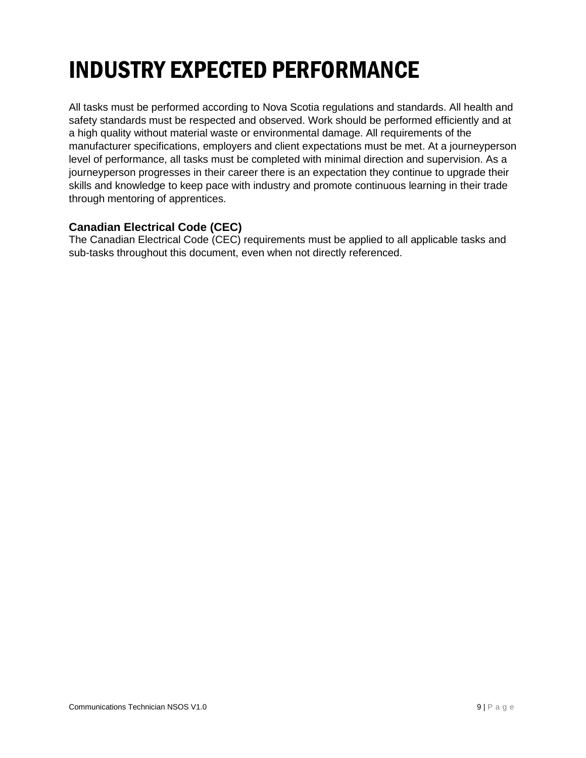# INDUSTRY EXPECTED PERFORMANCE

All tasks must be performed according to Nova Scotia regulations and standards. All health and safety standards must be respected and observed. Work should be performed efficiently and at a high quality without material waste or environmental damage. All requirements of the manufacturer specifications, employers and client expectations must be met. At a journeyperson level of performance, all tasks must be completed with minimal direction and supervision. As a journeyperson progresses in their career there is an expectation they continue to upgrade their skills and knowledge to keep pace with industry and promote continuous learning in their trade through mentoring of apprentices.

### Canadian Electrical Code (CEC)

The Canadian Electrical Code (CEC) requirements must be applied to all applicable tasks and sub-tasks throughout this document, even when not directly referenced.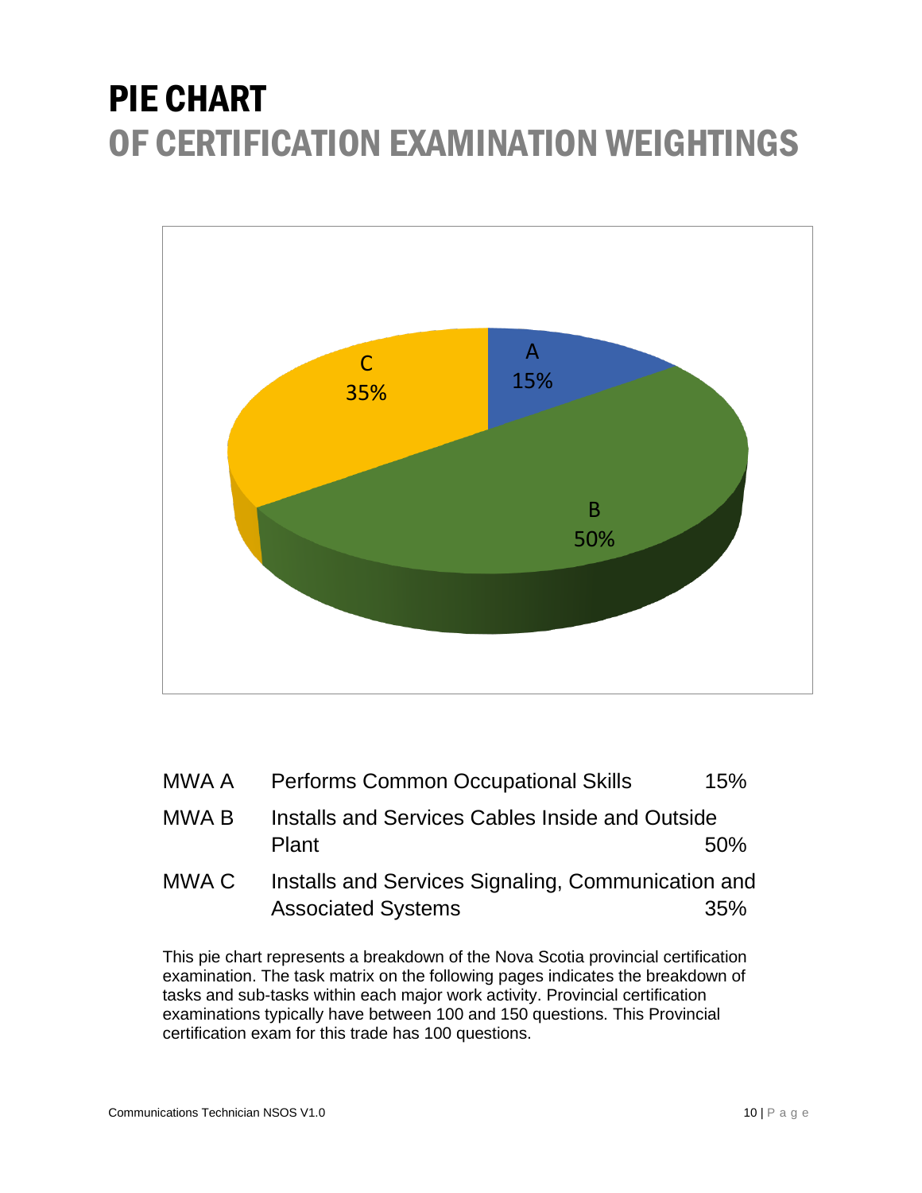# PIE CHART
## OF CERTIFICATION EXAMINATION WEIGHTINGS

| | | |
|---|---|---|
| MWA A | Performs Common Occupational Skills | 15% |
| MWA B | Installs and Services Cables Inside and Outside Plant | 50% |
| MWA C | Installs and Services Signaling, Communication and Associated Systems | 35% |

This pie chart represents a breakdown of the Nova Scotia provincial certification examination. The task matrix on the following pages indicates the breakdown of tasks and sub-tasks within each major work activity. Provincial certification examinations typically have between 100 and 150 questions. This Provincial certification exam for this trade has 100 questions.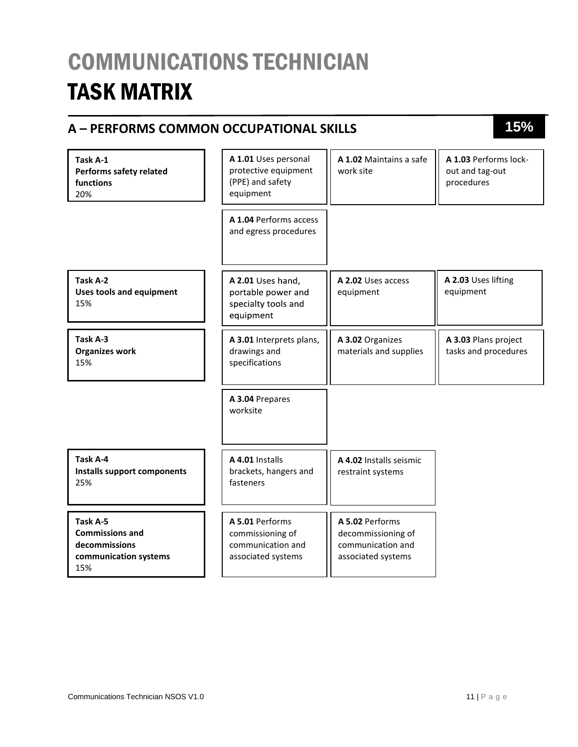# COMMUNICATIONS TECHNICIAN
# TASK MATRIX

## A – PERFORMS COMMON OCCUPATIONAL SKILLS — 15%

| Task | Sub-task | Sub-task | Sub-task |
|---|---|---|---|
| **Task A-1** **Performs safety related functions** 20% | **A 1.01** Uses personal protective equipment (PPE) and safety equipment | **A 1.02** Maintains a safe work site | **A 1.03** Performs lock-out and tag-out procedures |
| | **A 1.04** Performs access and egress procedures | | |
| **Task A-2** **Uses tools and equipment** 15% | **A 2.01** Uses hand, portable power and specialty tools and equipment | **A 2.02** Uses access equipment | **A 2.03** Uses lifting equipment |
| **Task A-3** **Organizes work** 15% | **A 3.01** Interprets plans, drawings and specifications | **A 3.02** Organizes materials and supplies | **A 3.03** Plans project tasks and procedures |
| | **A 3.04** Prepares worksite | | |
| **Task A-4** **Installs support components** 25% | **A 4.01** Installs brackets, hangers and fasteners | **A 4.02** Installs seismic restraint systems | |
| **Task A-5** **Commissions and decommissions communication systems** 15% | **A 5.01** Performs commissioning of communication and associated systems | **A 5.02** Performs decommissioning of communication and associated systems | |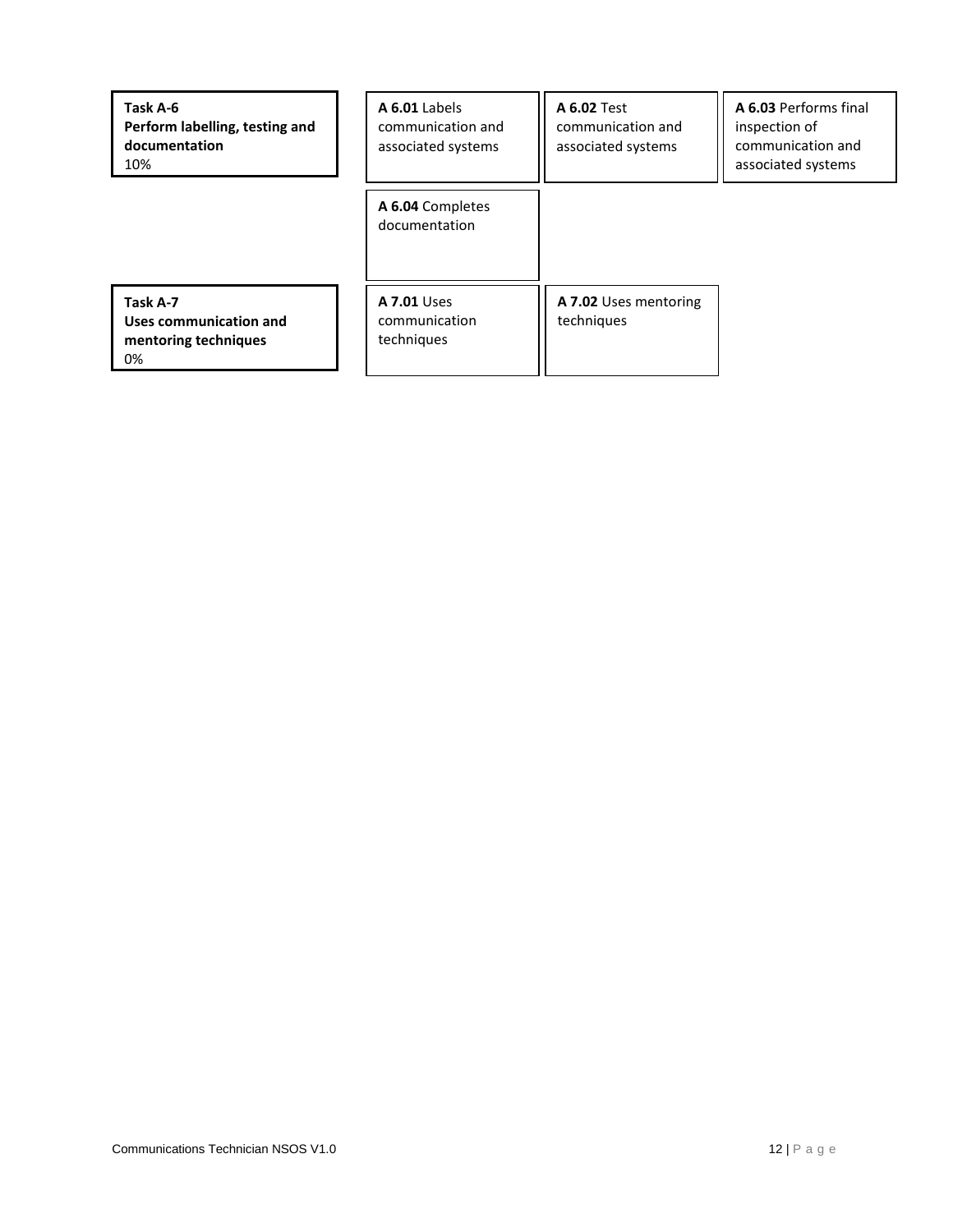| Task | Sub-task | Sub-task | Sub-task |
| --- | --- | --- | --- |
| **Task A-6** **Perform labelling, testing and documentation** 10% | **A 6.01** Labels communication and associated systems | **A 6.02** Test communication and associated systems | **A 6.03** Performs final inspection of communication and associated systems |
| | **A 6.04** Completes documentation | | |
| **Task A-7** **Uses communication and mentoring techniques** 0% | **A 7.01** Uses communication techniques | **A 7.02** Uses mentoring techniques | |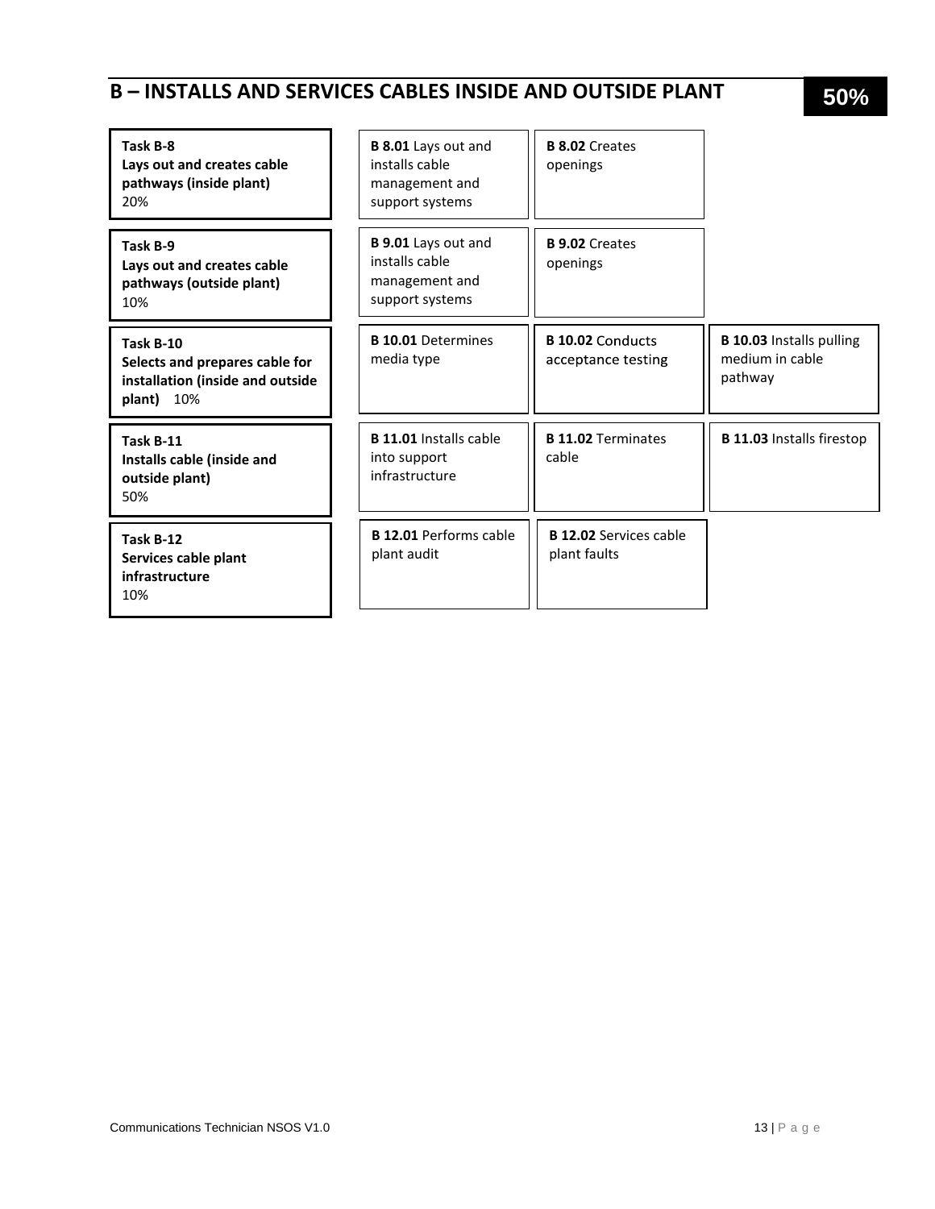## B – INSTALLS AND SERVICES CABLES INSIDE AND OUTSIDE PLANT

**50%**

| Task | | | |
|---|---|---|---|
| **Task B-8**<br>**Lays out and creates cable pathways (inside plant)**<br>20% | **B 8.01** Lays out and installs cable management and support systems | **B 8.02** Creates openings | |
| **Task B-9**<br>**Lays out and creates cable pathways (outside plant)**<br>10% | **B 9.01** Lays out and installs cable management and support systems | **B 9.02** Creates openings | |
| **Task B-10**<br>**Selects and prepares cable for installation (inside and outside plant)** 10% | **B 10.01** Determines media type | **B 10.02** Conducts acceptance testing | **B 10.03** Installs pulling medium in cable pathway |
| **Task B-11**<br>**Installs cable (inside and outside plant)**<br>50% | **B 11.01** Installs cable into support infrastructure | **B 11.02** Terminates cable | **B 11.03** Installs firestop |
| **Task B-12**<br>**Services cable plant infrastructure**<br>10% | **B 12.01** Performs cable plant audit | **B 12.02** Services cable plant faults | |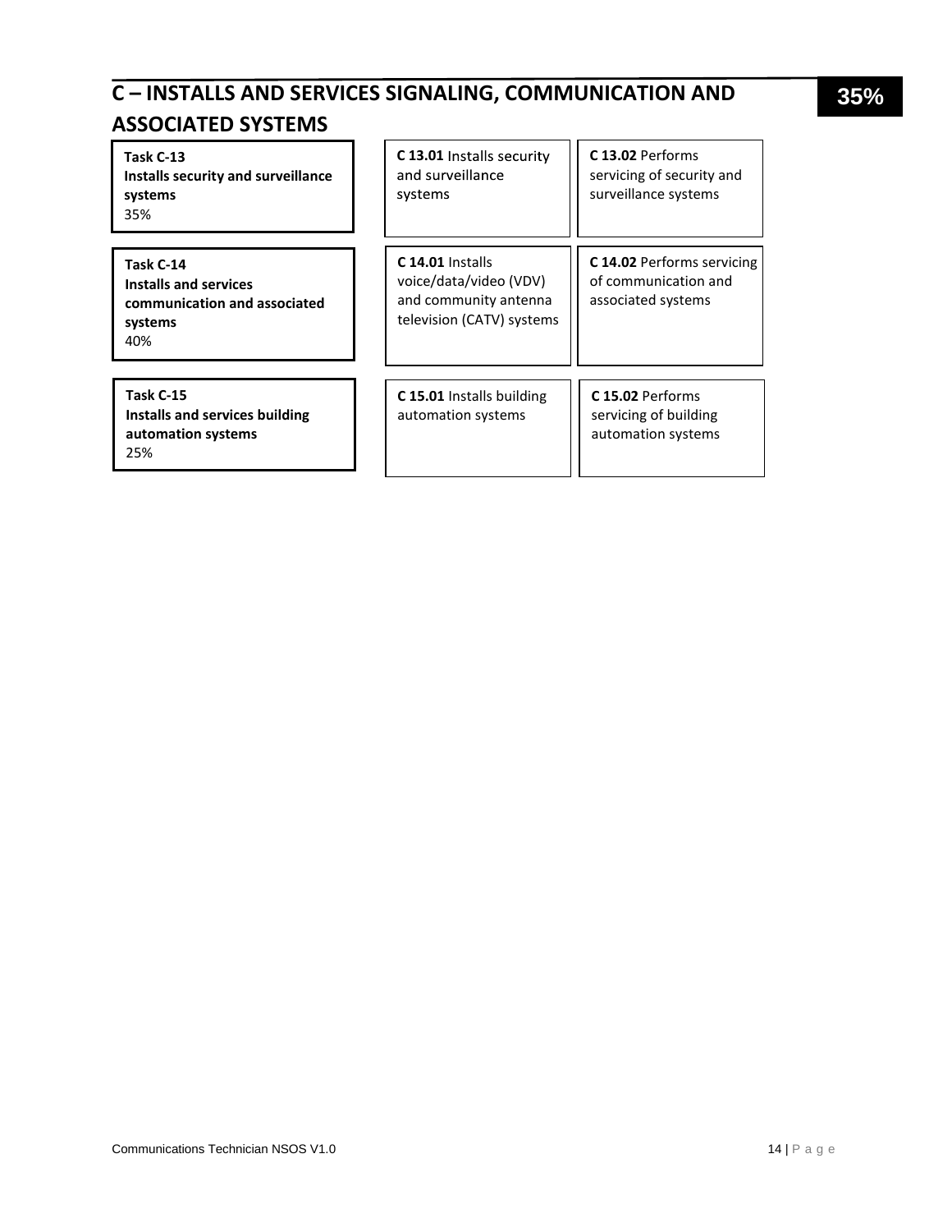## C – INSTALLS AND SERVICES SIGNALING, COMMUNICATION AND ASSOCIATED SYSTEMS

**35%**

| Task | | |
|---|---|---|
| **Task C-13**<br>**Installs security and surveillance systems**<br>35% | **C 13.01** Installs security and surveillance systems | **C 13.02** Performs servicing of security and surveillance systems |
| **Task C-14**<br>**Installs and services communication and associated systems**<br>40% | **C 14.01** Installs voice/data/video (VDV) and community antenna television (CATV) systems | **C 14.02** Performs servicing of communication and associated systems |
| **Task C-15**<br>**Installs and services building automation systems**<br>25% | **C 15.01** Installs building automation systems | **C 15.02** Performs servicing of building automation systems |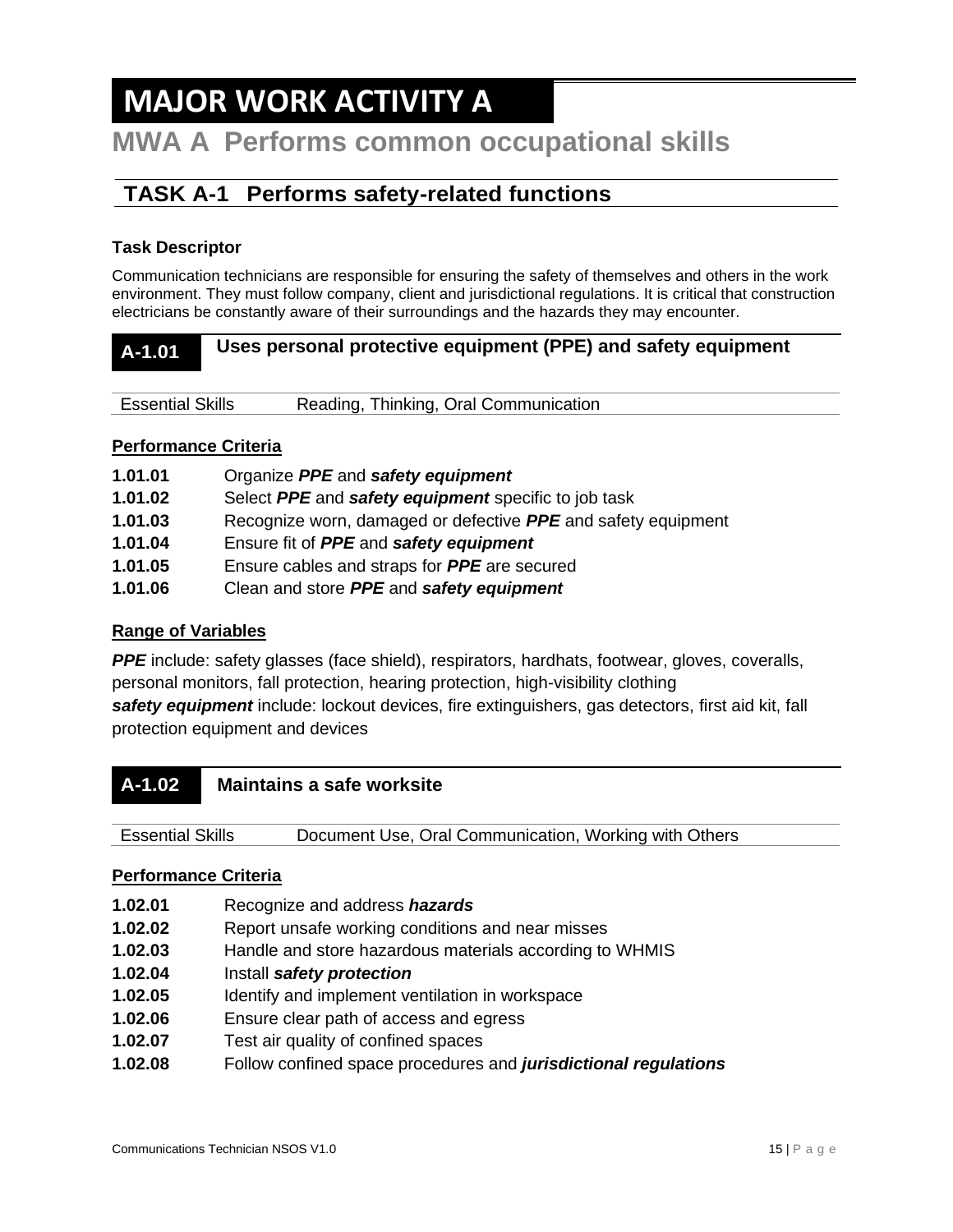# MAJOR WORK ACTIVITY A

# MWA A Performs common occupational skills

## TASK A-1 Performs safety-related functions

**Task Descriptor**

Communication technicians are responsible for ensuring the safety of themselves and others in the work environment. They must follow company, client and jurisdictional regulations. It is critical that construction electricians be constantly aware of their surroundings and the hazards they may encounter.

### A-1.01 Uses personal protective equipment (PPE) and safety equipment

| Essential Skills | Reading, Thinking, Oral Communication |
| --- | --- |

**Performance Criteria**

**1.01.01** Organize ***PPE*** and ***safety equipment***
**1.01.02** Select ***PPE*** and ***safety equipment*** specific to job task
**1.01.03** Recognize worn, damaged or defective ***PPE*** and safety equipment
**1.01.04** Ensure fit of ***PPE*** and ***safety equipment***
**1.01.05** Ensure cables and straps for ***PPE*** are secured
**1.01.06** Clean and store ***PPE*** and ***safety equipment***

**Range of Variables**

***PPE*** include: safety glasses (face shield), respirators, hardhats, footwear, gloves, coveralls, personal monitors, fall protection, hearing protection, high-visibility clothing
***safety equipment*** include: lockout devices, fire extinguishers, gas detectors, first aid kit, fall protection equipment and devices

### A-1.02 Maintains a safe worksite

| Essential Skills | Document Use, Oral Communication, Working with Others |
| --- | --- |

**Performance Criteria**

**1.02.01** Recognize and address ***hazards***
**1.02.02** Report unsafe working conditions and near misses
**1.02.03** Handle and store hazardous materials according to WHMIS
**1.02.04** Install ***safety protection***
**1.02.05** Identify and implement ventilation in workspace
**1.02.06** Ensure clear path of access and egress
**1.02.07** Test air quality of confined spaces
**1.02.08** Follow confined space procedures and ***jurisdictional regulations***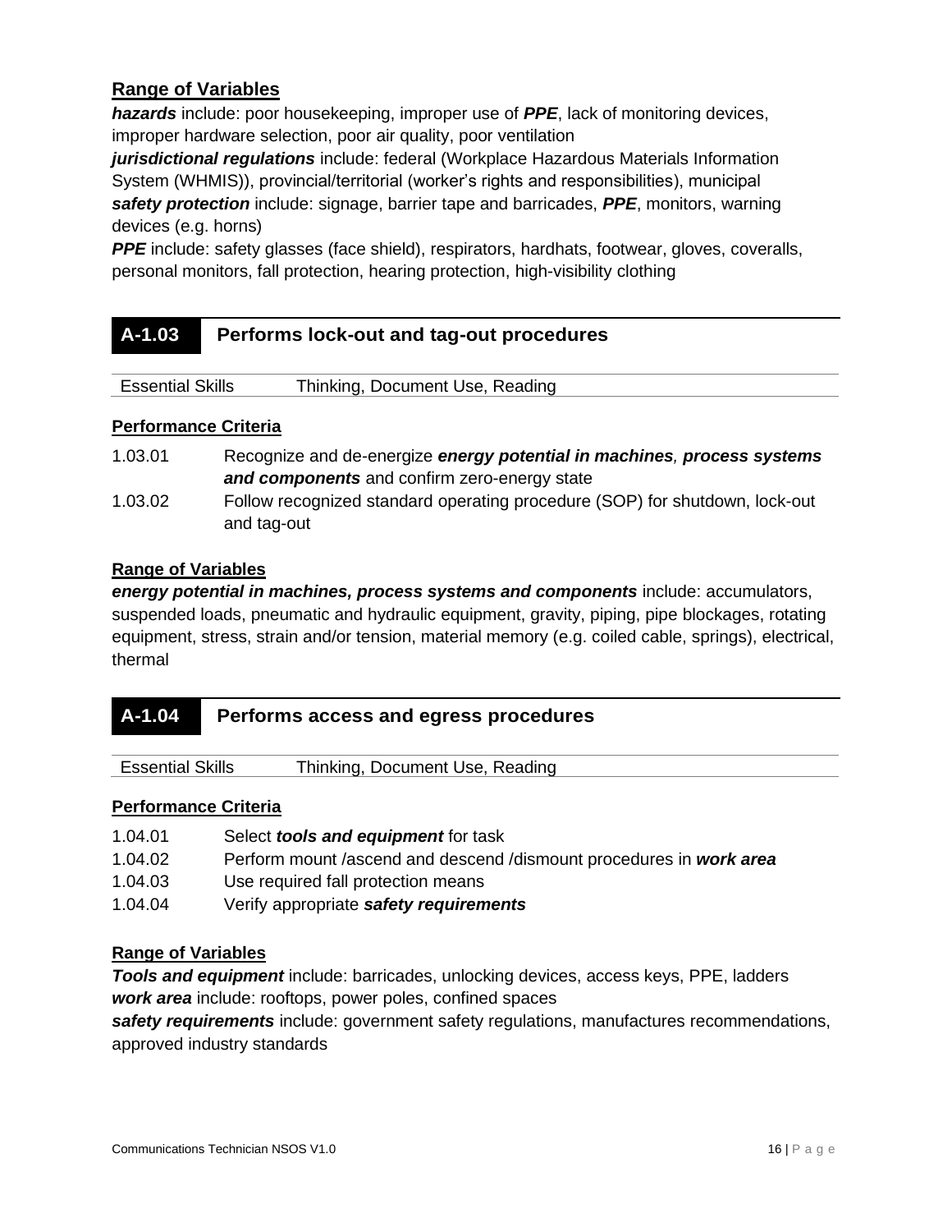#### Range of Variables

***hazards*** include: poor housekeeping, improper use of ***PPE***, lack of monitoring devices, improper hardware selection, poor air quality, poor ventilation

***jurisdictional regulations*** include: federal (Workplace Hazardous Materials Information System (WHMIS)), provincial/territorial (worker's rights and responsibilities), municipal

***safety protection*** include: signage, barrier tape and barricades, ***PPE***, monitors, warning devices (e.g. horns)

***PPE*** include: safety glasses (face shield), respirators, hardhats, footwear, gloves, coveralls, personal monitors, fall protection, hearing protection, high-visibility clothing

## A-1.03 Performs lock-out and tag-out procedures

| Essential Skills | Thinking, Document Use, Reading |
|---|---|

#### Performance Criteria

| | |
|---|---|
| 1.03.01 | Recognize and de-energize ***energy potential in machines, process systems and components*** and confirm zero-energy state |
| 1.03.02 | Follow recognized standard operating procedure (SOP) for shutdown, lock-out and tag-out |

#### Range of Variables

***energy potential in machines, process systems and components*** include: accumulators, suspended loads, pneumatic and hydraulic equipment, gravity, piping, pipe blockages, rotating equipment, stress, strain and/or tension, material memory (e.g. coiled cable, springs), electrical, thermal

## A-1.04 Performs access and egress procedures

| Essential Skills | Thinking, Document Use, Reading |
|---|---|

#### Performance Criteria

| | |
|---|---|
| 1.04.01 | Select ***tools and equipment*** for task |
| 1.04.02 | Perform mount /ascend and descend /dismount procedures in ***work area*** |
| 1.04.03 | Use required fall protection means |
| 1.04.04 | Verify appropriate ***safety requirements*** |

#### Range of Variables

***Tools and equipment*** include: barricades, unlocking devices, access keys, PPE, ladders

***work area*** include: rooftops, power poles, confined spaces

***safety requirements*** include: government safety regulations, manufactures recommendations, approved industry standards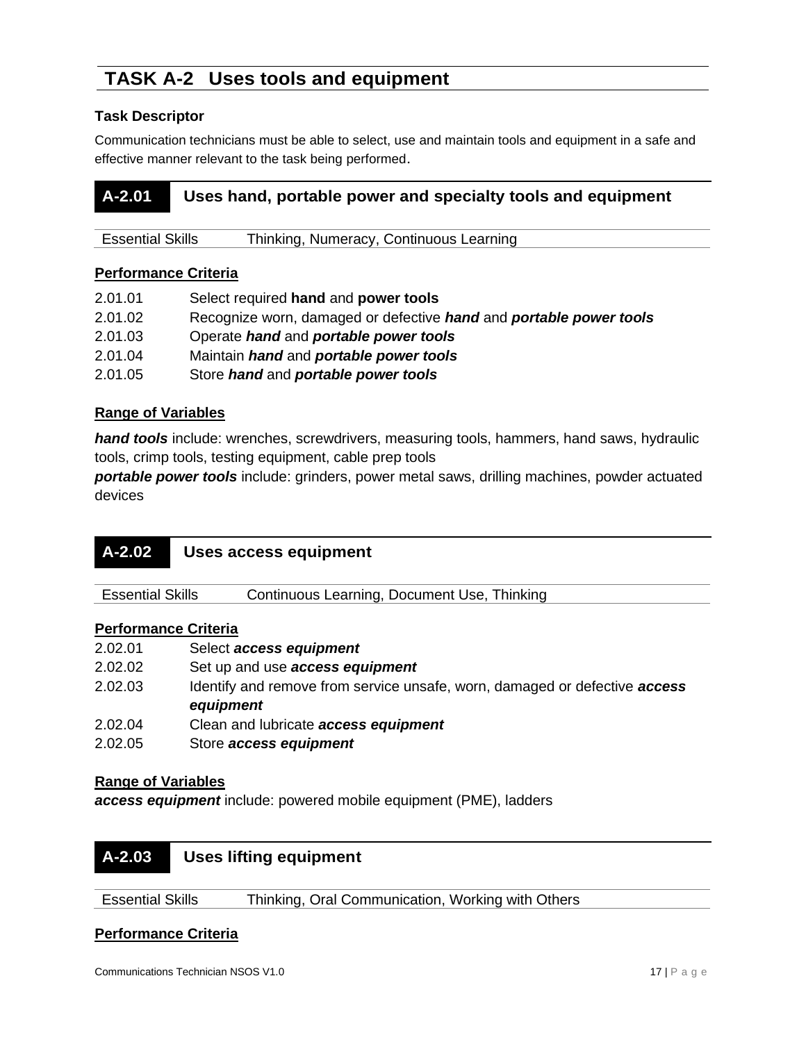## TASK A-2 Uses tools and equipment

**Task Descriptor**

Communication technicians must be able to select, use and maintain tools and equipment in a safe and effective manner relevant to the task being performed.

### A-2.01 Uses hand, portable power and specialty tools and equipment

| Essential Skills | Thinking, Numeracy, Continuous Learning |
|---|---|

**Performance Criteria**

| | |
|---|---|
| 2.01.01 | Select required **hand** and **power tools** |
| 2.01.02 | Recognize worn, damaged or defective ***hand*** and ***portable power tools*** |
| 2.01.03 | Operate ***hand*** and ***portable power tools*** |
| 2.01.04 | Maintain ***hand*** and ***portable power tools*** |
| 2.01.05 | Store ***hand*** and ***portable power tools*** |

**Range of Variables**

***hand tools*** include: wrenches, screwdrivers, measuring tools, hammers, hand saws, hydraulic tools, crimp tools, testing equipment, cable prep tools

***portable power tools*** include: grinders, power metal saws, drilling machines, powder actuated devices

### A-2.02 Uses access equipment

| Essential Skills | Continuous Learning, Document Use, Thinking |
|---|---|

**Performance Criteria**

| | |
|---|---|
| 2.02.01 | Select ***access equipment*** |
| 2.02.02 | Set up and use ***access equipment*** |
| 2.02.03 | Identify and remove from service unsafe, worn, damaged or defective ***access equipment*** |
| 2.02.04 | Clean and lubricate ***access equipment*** |
| 2.02.05 | Store ***access equipment*** |

**Range of Variables**

***access equipment*** include: powered mobile equipment (PME), ladders

### A-2.03 Uses lifting equipment

| Essential Skills | Thinking, Oral Communication, Working with Others |
|---|---|

**Performance Criteria**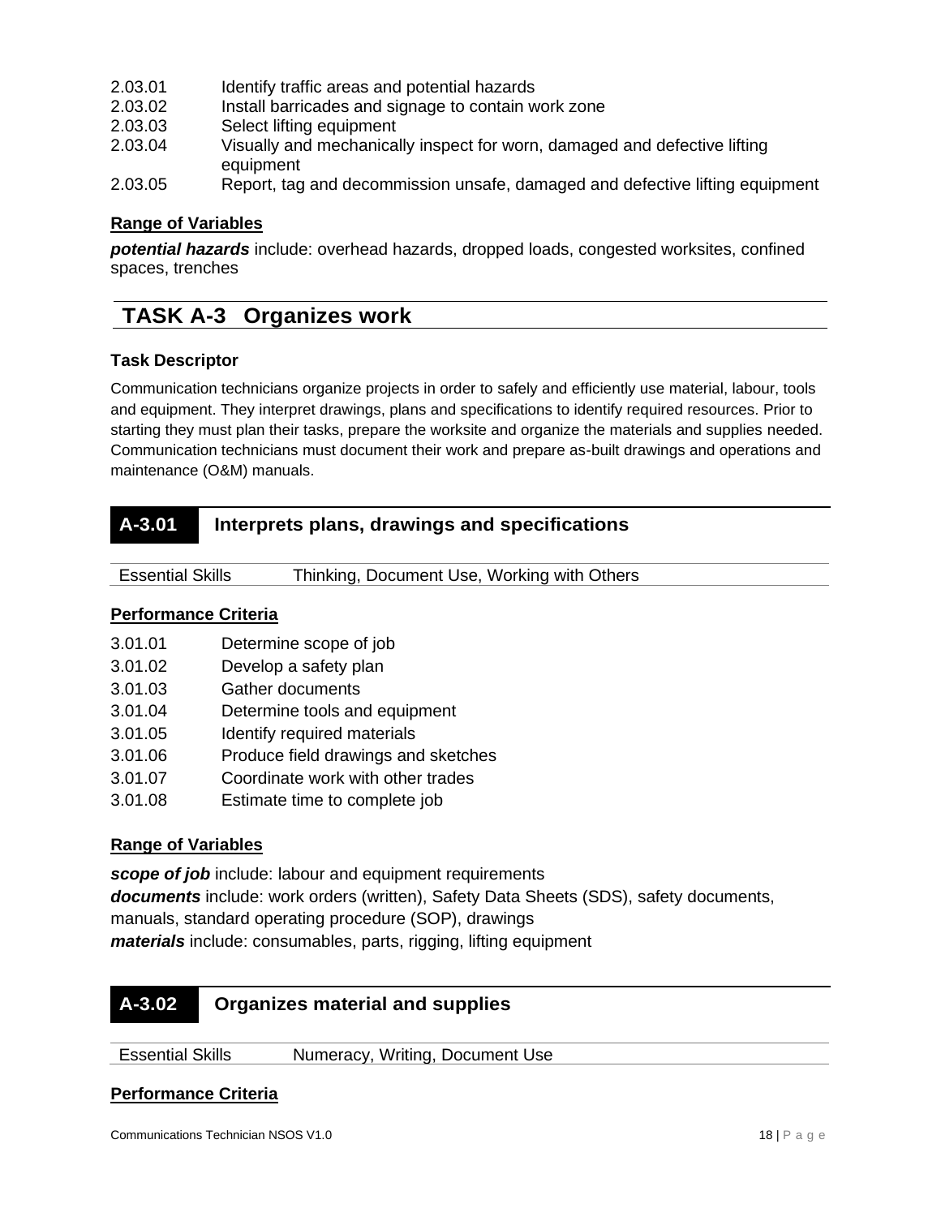2.03.01 Identify traffic areas and potential hazards
2.03.02 Install barricades and signage to contain work zone
2.03.03 Select lifting equipment
2.03.04 Visually and mechanically inspect for worn, damaged and defective lifting equipment
2.03.05 Report, tag and decommission unsafe, damaged and defective lifting equipment

**Range of Variables**

***potential hazards*** include: overhead hazards, dropped loads, congested worksites, confined spaces, trenches

## TASK A-3 Organizes work

**Task Descriptor**

Communication technicians organize projects in order to safely and efficiently use material, labour, tools and equipment. They interpret drawings, plans and specifications to identify required resources. Prior to starting they must plan their tasks, prepare the worksite and organize the materials and supplies needed. Communication technicians must document their work and prepare as-built drawings and operations and maintenance (O&M) manuals.

### A-3.01 Interprets plans, drawings and specifications

| Essential Skills | Thinking, Document Use, Working with Others |
|---|---|

**Performance Criteria**

3.01.01 Determine scope of job
3.01.02 Develop a safety plan
3.01.03 Gather documents
3.01.04 Determine tools and equipment
3.01.05 Identify required materials
3.01.06 Produce field drawings and sketches
3.01.07 Coordinate work with other trades
3.01.08 Estimate time to complete job

**Range of Variables**

***scope of job*** include: labour and equipment requirements
***documents*** include: work orders (written), Safety Data Sheets (SDS), safety documents, manuals, standard operating procedure (SOP), drawings
***materials*** include: consumables, parts, rigging, lifting equipment

### A-3.02 Organizes material and supplies

| Essential Skills | Numeracy, Writing, Document Use |
|---|---|

**Performance Criteria**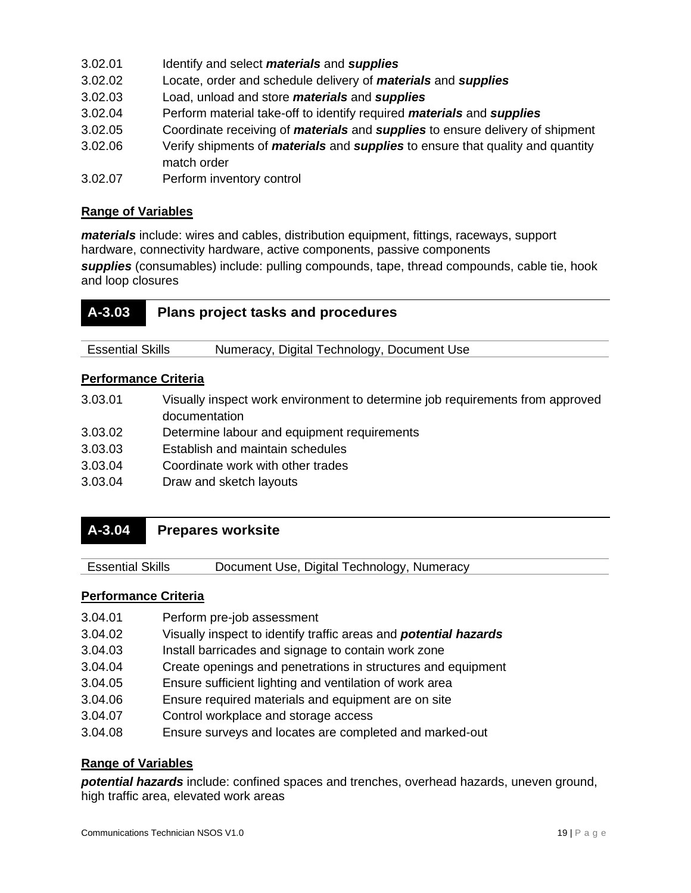3.02.01 Identify and select ***materials*** and ***supplies***
3.02.02 Locate, order and schedule delivery of ***materials*** and ***supplies***
3.02.03 Load, unload and store ***materials*** and ***supplies***
3.02.04 Perform material take-off to identify required ***materials*** and ***supplies***
3.02.05 Coordinate receiving of ***materials*** and ***supplies*** to ensure delivery of shipment
3.02.06 Verify shipments of ***materials*** and ***supplies*** to ensure that quality and quantity match order
3.02.07 Perform inventory control

**Range of Variables**

***materials*** include: wires and cables, distribution equipment, fittings, raceways, support hardware, connectivity hardware, active components, passive components

***supplies*** (consumables) include: pulling compounds, tape, thread compounds, cable tie, hook and loop closures

## A-3.03 Plans project tasks and procedures

| Essential Skills | Numeracy, Digital Technology, Document Use |
|---|---|

**Performance Criteria**

3.03.01 Visually inspect work environment to determine job requirements from approved documentation
3.03.02 Determine labour and equipment requirements
3.03.03 Establish and maintain schedules
3.03.04 Coordinate work with other trades
3.03.04 Draw and sketch layouts

## A-3.04 Prepares worksite

| Essential Skills | Document Use, Digital Technology, Numeracy |
|---|---|

**Performance Criteria**

3.04.01 Perform pre-job assessment
3.04.02 Visually inspect to identify traffic areas and ***potential hazards***
3.04.03 Install barricades and signage to contain work zone
3.04.04 Create openings and penetrations in structures and equipment
3.04.05 Ensure sufficient lighting and ventilation of work area
3.04.06 Ensure required materials and equipment are on site
3.04.07 Control workplace and storage access
3.04.08 Ensure surveys and locates are completed and marked-out

**Range of Variables**

***potential hazards*** include: confined spaces and trenches, overhead hazards, uneven ground, high traffic area, elevated work areas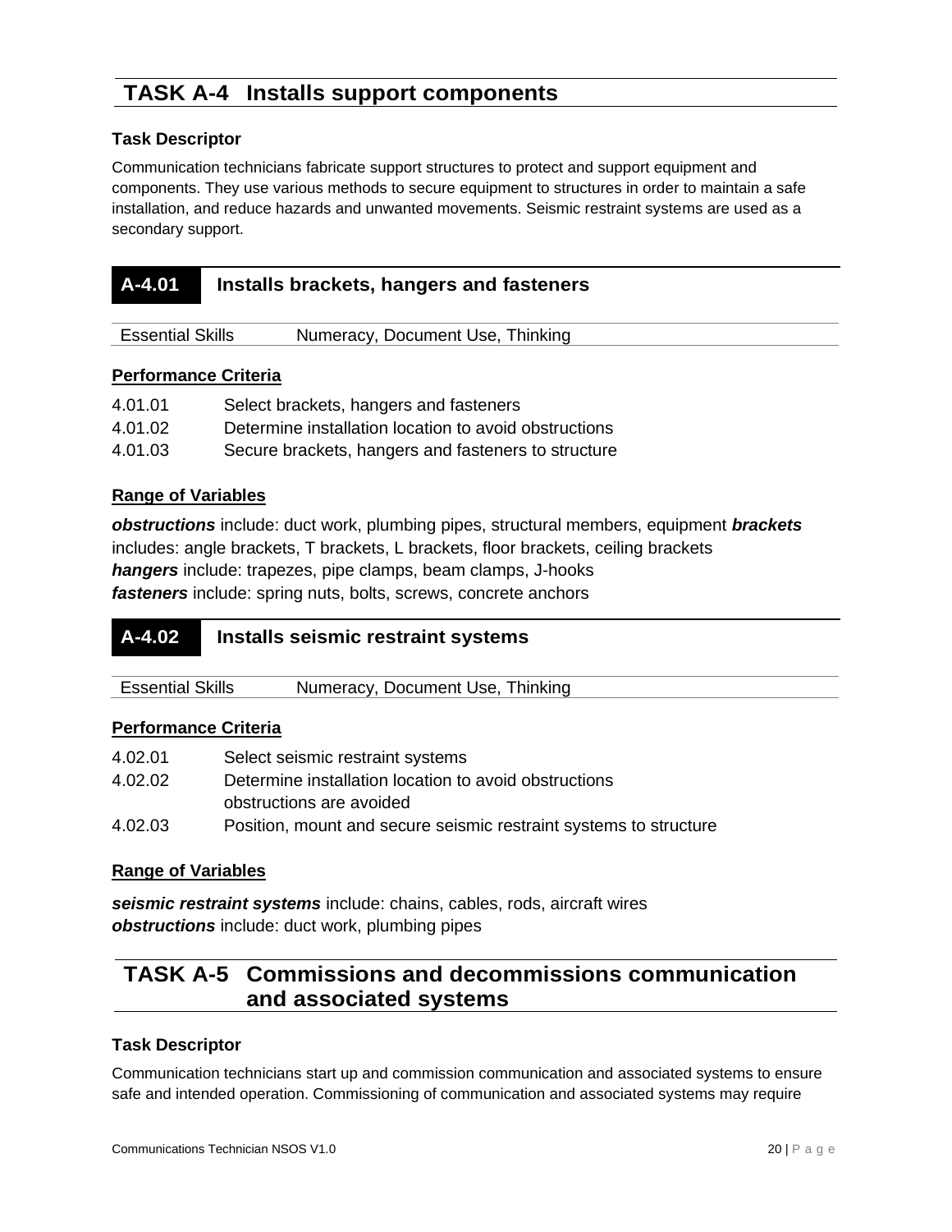## TASK A-4 Installs support components

### Task Descriptor

Communication technicians fabricate support structures to protect and support equipment and components. They use various methods to secure equipment to structures in order to maintain a safe installation, and reduce hazards and unwanted movements. Seismic restraint systems are used as a secondary support.

### A-4.01 Installs brackets, hangers and fasteners

| Essential Skills | Numeracy, Document Use, Thinking |
| --- | --- |

**Performance Criteria**

| | |
| --- | --- |
| 4.01.01 | Select brackets, hangers and fasteners |
| 4.01.02 | Determine installation location to avoid obstructions |
| 4.01.03 | Secure brackets, hangers and fasteners to structure |

**Range of Variables**

***obstructions*** include: duct work, plumbing pipes, structural members, equipment ***brackets*** includes: angle brackets, T brackets, L brackets, floor brackets, ceiling brackets
***hangers*** include: trapezes, pipe clamps, beam clamps, J-hooks
***fasteners*** include: spring nuts, bolts, screws, concrete anchors

### A-4.02 Installs seismic restraint systems

| Essential Skills | Numeracy, Document Use, Thinking |
| --- | --- |

**Performance Criteria**

| | |
| --- | --- |
| 4.02.01 | Select seismic restraint systems |
| 4.02.02 | Determine installation location to avoid obstructions<br>obstructions are avoided |
| 4.02.03 | Position, mount and secure seismic restraint systems to structure |

**Range of Variables**

***seismic restraint systems*** include: chains, cables, rods, aircraft wires
***obstructions*** include: duct work, plumbing pipes

## TASK A-5 Commissions and decommissions communication and associated systems

### Task Descriptor

Communication technicians start up and commission communication and associated systems to ensure safe and intended operation. Commissioning of communication and associated systems may require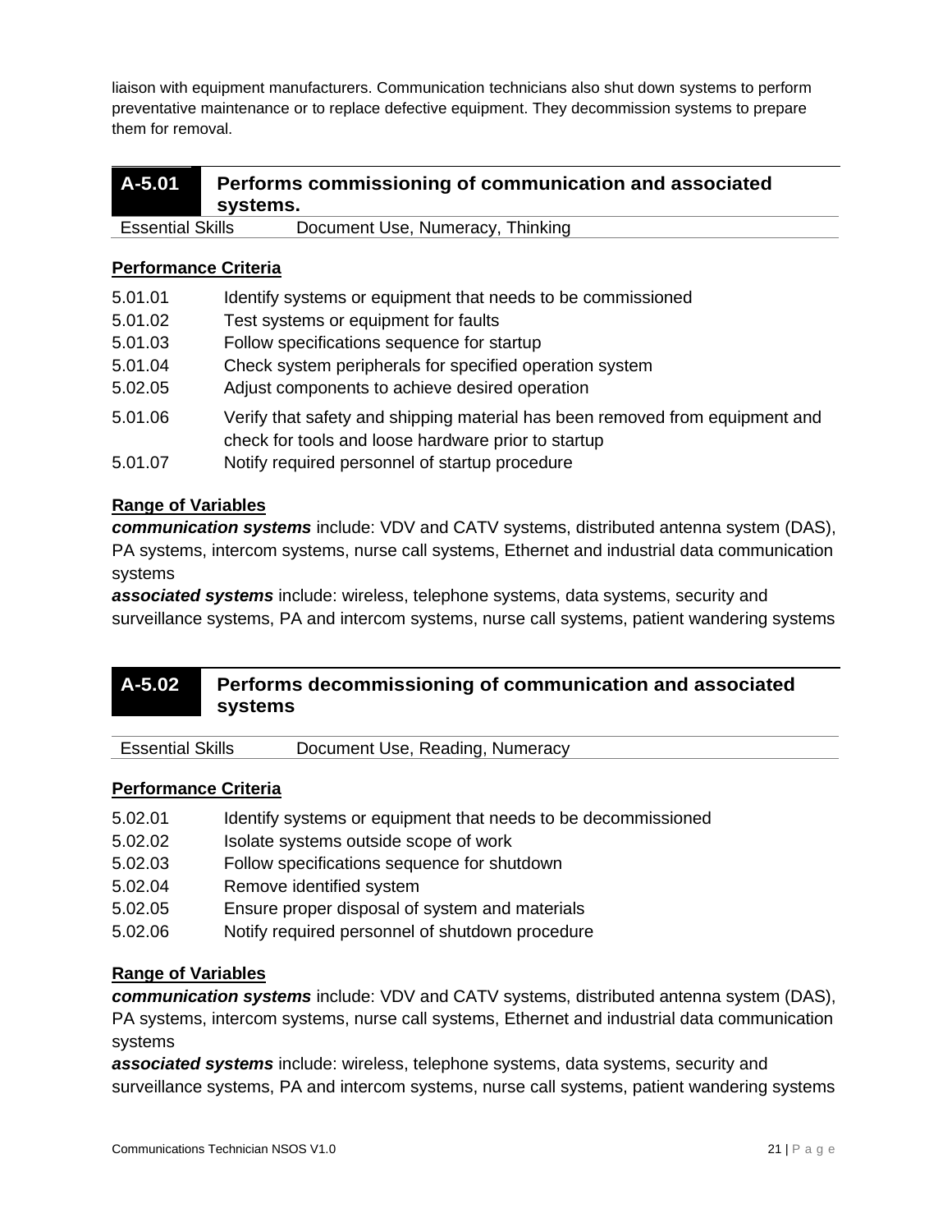liaison with equipment manufacturers. Communication technicians also shut down systems to perform preventative maintenance or to replace defective equipment. They decommission systems to prepare them for removal.

## A-5.01 Performs commissioning of communication and associated systems.

| Essential Skills | Document Use, Numeracy, Thinking |
|---|---|

**Performance Criteria**

| | |
|---|---|
| 5.01.01 | Identify systems or equipment that needs to be commissioned |
| 5.01.02 | Test systems or equipment for faults |
| 5.01.03 | Follow specifications sequence for startup |
| 5.01.04 | Check system peripherals for specified operation system |
| 5.02.05 | Adjust components to achieve desired operation |
| 5.01.06 | Verify that safety and shipping material has been removed from equipment and check for tools and loose hardware prior to startup |
| 5.01.07 | Notify required personnel of startup procedure |

**Range of Variables**

***communication systems*** include: VDV and CATV systems, distributed antenna system (DAS), PA systems, intercom systems, nurse call systems, Ethernet and industrial data communication systems

***associated systems*** include: wireless, telephone systems, data systems, security and surveillance systems, PA and intercom systems, nurse call systems, patient wandering systems

## A-5.02 Performs decommissioning of communication and associated systems

| Essential Skills | Document Use, Reading, Numeracy |
|---|---|

**Performance Criteria**

| | |
|---|---|
| 5.02.01 | Identify systems or equipment that needs to be decommissioned |
| 5.02.02 | Isolate systems outside scope of work |
| 5.02.03 | Follow specifications sequence for shutdown |
| 5.02.04 | Remove identified system |
| 5.02.05 | Ensure proper disposal of system and materials |
| 5.02.06 | Notify required personnel of shutdown procedure |

**Range of Variables**

***communication systems*** include: VDV and CATV systems, distributed antenna system (DAS), PA systems, intercom systems, nurse call systems, Ethernet and industrial data communication systems

***associated systems*** include: wireless, telephone systems, data systems, security and surveillance systems, PA and intercom systems, nurse call systems, patient wandering systems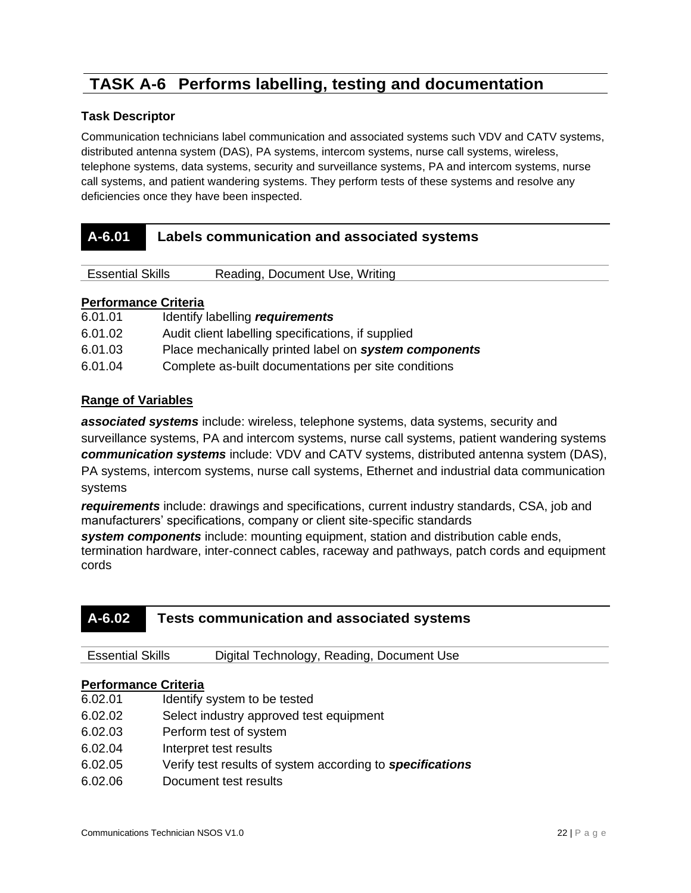# TASK A-6 Performs labelling, testing and documentation

### Task Descriptor

Communication technicians label communication and associated systems such VDV and CATV systems, distributed antenna system (DAS), PA systems, intercom systems, nurse call systems, wireless, telephone systems, data systems, security and surveillance systems, PA and intercom systems, nurse call systems, and patient wandering systems. They perform tests of these systems and resolve any deficiencies once they have been inspected.

## A-6.01 Labels communication and associated systems

| Essential Skills | Reading, Document Use, Writing |
|---|---|

**Performance Criteria**

| | |
|---|---|
| 6.01.01 | Identify labelling ***requirements*** |
| 6.01.02 | Audit client labelling specifications, if supplied |
| 6.01.03 | Place mechanically printed label on ***system components*** |
| 6.01.04 | Complete as-built documentations per site conditions |

**Range of Variables**

***associated systems*** include: wireless, telephone systems, data systems, security and surveillance systems, PA and intercom systems, nurse call systems, patient wandering systems

***communication systems*** include: VDV and CATV systems, distributed antenna system (DAS), PA systems, intercom systems, nurse call systems, Ethernet and industrial data communication systems

***requirements*** include: drawings and specifications, current industry standards, CSA, job and manufacturers' specifications, company or client site-specific standards

***system components*** include: mounting equipment, station and distribution cable ends, termination hardware, inter-connect cables, raceway and pathways, patch cords and equipment cords

## A-6.02 Tests communication and associated systems

| Essential Skills | Digital Technology, Reading, Document Use |
|---|---|

**Performance Criteria**

| | |
|---|---|
| 6.02.01 | Identify system to be tested |
| 6.02.02 | Select industry approved test equipment |
| 6.02.03 | Perform test of system |
| 6.02.04 | Interpret test results |
| 6.02.05 | Verify test results of system according to ***specifications*** |
| 6.02.06 | Document test results |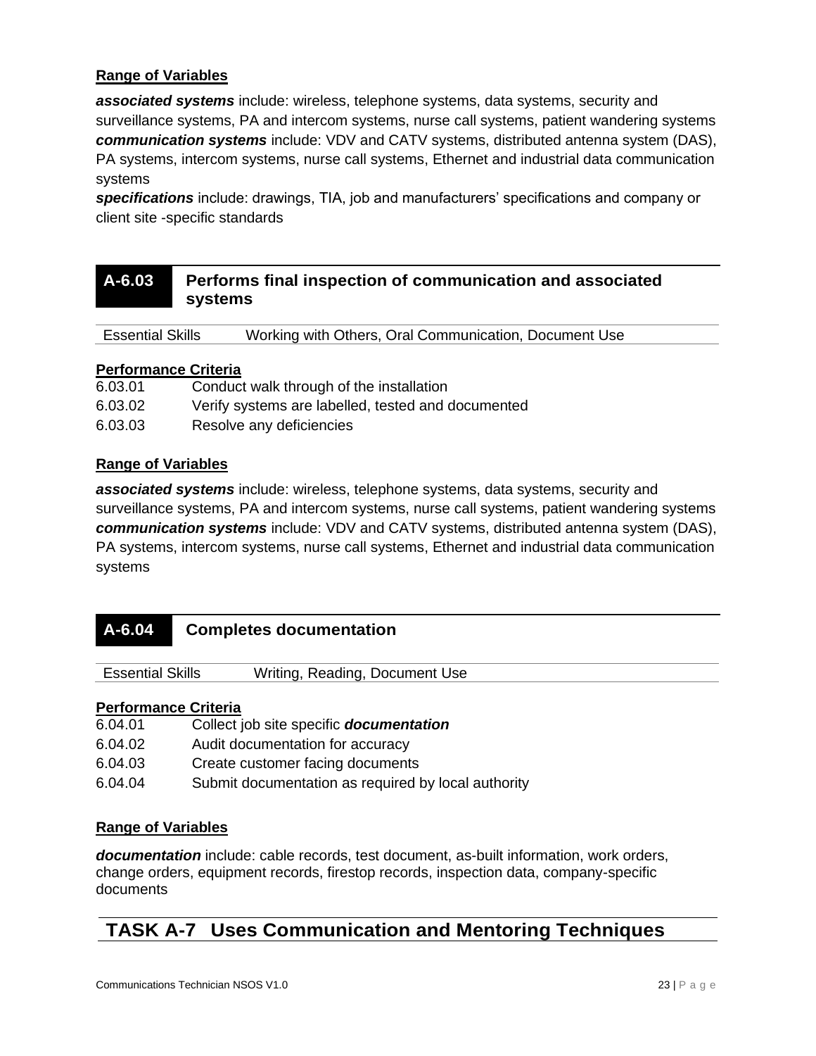### Range of Variables

***associated systems*** include: wireless, telephone systems, data systems, security and surveillance systems, PA and intercom systems, nurse call systems, patient wandering systems
***communication systems*** include: VDV and CATV systems, distributed antenna system (DAS), PA systems, intercom systems, nurse call systems, Ethernet and industrial data communication systems
***specifications*** include: drawings, TIA, job and manufacturers' specifications and company or client site -specific standards

## A-6.03 Performs final inspection of communication and associated systems

| Essential Skills | Working with Others, Oral Communication, Document Use |
|---|---|

### Performance Criteria

| | |
|---|---|
| 6.03.01 | Conduct walk through of the installation |
| 6.03.02 | Verify systems are labelled, tested and documented |
| 6.03.03 | Resolve any deficiencies |

### Range of Variables

***associated systems*** include: wireless, telephone systems, data systems, security and surveillance systems, PA and intercom systems, nurse call systems, patient wandering systems
***communication systems*** include: VDV and CATV systems, distributed antenna system (DAS), PA systems, intercom systems, nurse call systems, Ethernet and industrial data communication systems

## A-6.04 Completes documentation

| Essential Skills | Writing, Reading, Document Use |
|---|---|

### Performance Criteria

| | |
|---|---|
| 6.04.01 | Collect job site specific ***documentation*** |
| 6.04.02 | Audit documentation for accuracy |
| 6.04.03 | Create customer facing documents |
| 6.04.04 | Submit documentation as required by local authority |

### Range of Variables

***documentation*** include: cable records, test document, as-built information, work orders, change orders, equipment records, firestop records, inspection data, company-specific documents

# TASK A-7 Uses Communication and Mentoring Techniques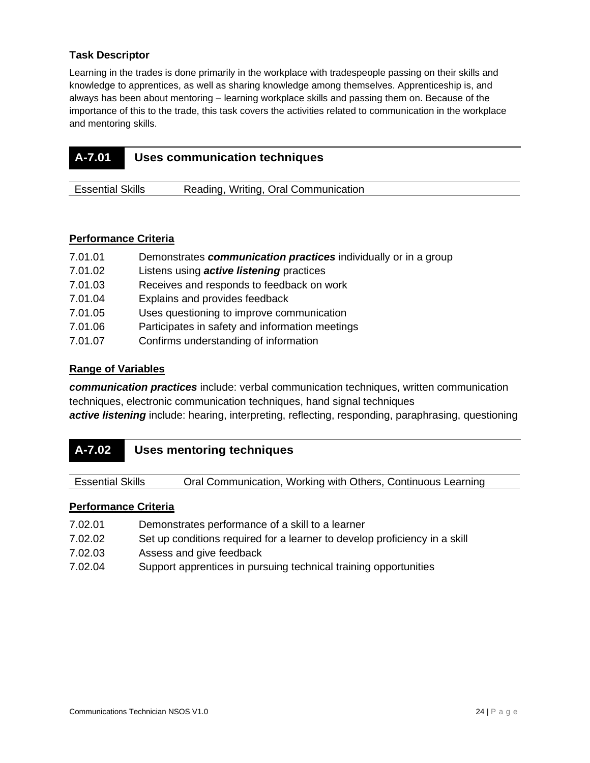### Task Descriptor

Learning in the trades is done primarily in the workplace with tradespeople passing on their skills and knowledge to apprentices, as well as sharing knowledge among themselves. Apprenticeship is, and always has been about mentoring – learning workplace skills and passing them on. Because of the importance of this to the trade, this task covers the activities related to communication in the workplace and mentoring skills.

## A-7.01 Uses communication techniques

| Essential Skills | Reading, Writing, Oral Communication |
|---|---|

### Performance Criteria

| | |
|---|---|
| 7.01.01 | Demonstrates ***communication practices*** individually or in a group |
| 7.01.02 | Listens using ***active listening*** practices |
| 7.01.03 | Receives and responds to feedback on work |
| 7.01.04 | Explains and provides feedback |
| 7.01.05 | Uses questioning to improve communication |
| 7.01.06 | Participates in safety and information meetings |
| 7.01.07 | Confirms understanding of information |

### Range of Variables

***communication practices*** include: verbal communication techniques, written communication techniques, electronic communication techniques, hand signal techniques
***active listening*** include: hearing, interpreting, reflecting, responding, paraphrasing, questioning

## A-7.02 Uses mentoring techniques

| Essential Skills | Oral Communication, Working with Others, Continuous Learning |
|---|---|

### Performance Criteria

| | |
|---|---|
| 7.02.01 | Demonstrates performance of a skill to a learner |
| 7.02.02 | Set up conditions required for a learner to develop proficiency in a skill |
| 7.02.03 | Assess and give feedback |
| 7.02.04 | Support apprentices in pursuing technical training opportunities |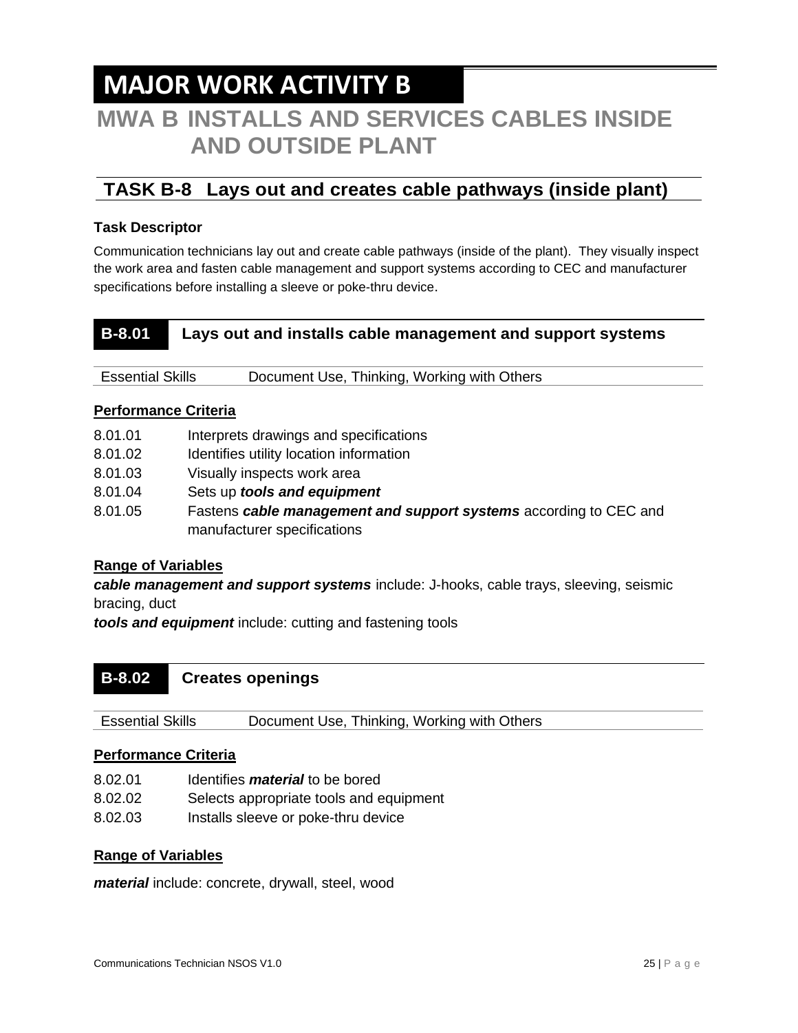# MAJOR WORK ACTIVITY B

# MWA B INSTALLS AND SERVICES CABLES INSIDE AND OUTSIDE PLANT

## TASK B-8 Lays out and creates cable pathways (inside plant)

**Task Descriptor**

Communication technicians lay out and create cable pathways (inside of the plant). They visually inspect the work area and fasten cable management and support systems according to CEC and manufacturer specifications before installing a sleeve or poke-thru device.

### B-8.01 Lays out and installs cable management and support systems

| Essential Skills | Document Use, Thinking, Working with Others |
|---|---|

**Performance Criteria**

| | |
|---|---|
| 8.01.01 | Interprets drawings and specifications |
| 8.01.02 | Identifies utility location information |
| 8.01.03 | Visually inspects work area |
| 8.01.04 | Sets up ***tools and equipment*** |
| 8.01.05 | Fastens ***cable management and support systems*** according to CEC and manufacturer specifications |

**Range of Variables**

***cable management and support systems*** include: J-hooks, cable trays, sleeving, seismic bracing, duct

***tools and equipment*** include: cutting and fastening tools

### B-8.02 Creates openings

| Essential Skills | Document Use, Thinking, Working with Others |
|---|---|

**Performance Criteria**

| | |
|---|---|
| 8.02.01 | Identifies ***material*** to be bored |
| 8.02.02 | Selects appropriate tools and equipment |
| 8.02.03 | Installs sleeve or poke-thru device |

**Range of Variables**

***material*** include: concrete, drywall, steel, wood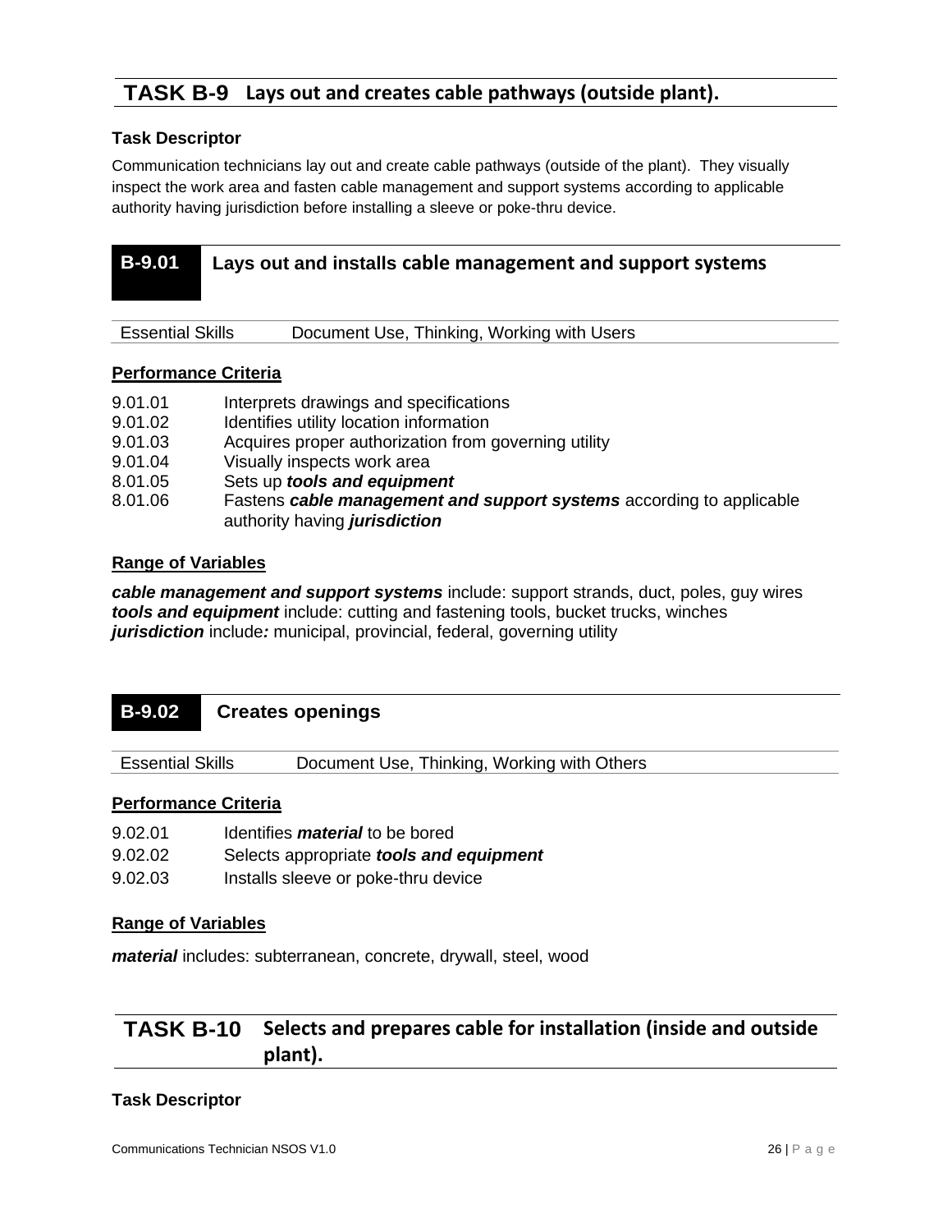## TASK B-9 Lays out and creates cable pathways (outside plant).

**Task Descriptor**

Communication technicians lay out and create cable pathways (outside of the plant). They visually inspect the work area and fasten cable management and support systems according to applicable authority having jurisdiction before installing a sleeve or poke-thru device.

### B-9.01 Lays out and installs cable management and support systems

| Essential Skills | Document Use, Thinking, Working with Users |
|---|---|

**Performance Criteria**

| | |
|---|---|
| 9.01.01 | Interprets drawings and specifications |
| 9.01.02 | Identifies utility location information |
| 9.01.03 | Acquires proper authorization from governing utility |
| 9.01.04 | Visually inspects work area |
| 8.01.05 | Sets up ***tools and equipment*** |
| 8.01.06 | Fastens ***cable management and support systems*** according to applicable authority having ***jurisdiction*** |

**Range of Variables**

***cable management and support systems*** include: support strands, duct, poles, guy wires
***tools and equipment*** include: cutting and fastening tools, bucket trucks, winches
***jurisdiction*** include***:*** municipal, provincial, federal, governing utility

### B-9.02 Creates openings

| Essential Skills | Document Use, Thinking, Working with Others |
|---|---|

**Performance Criteria**

| | |
|---|---|
| 9.02.01 | Identifies ***material*** to be bored |
| 9.02.02 | Selects appropriate ***tools and equipment*** |
| 9.02.03 | Installs sleeve or poke-thru device |

**Range of Variables**

***material*** includes: subterranean, concrete, drywall, steel, wood

## TASK B-10 Selects and prepares cable for installation (inside and outside plant).

**Task Descriptor**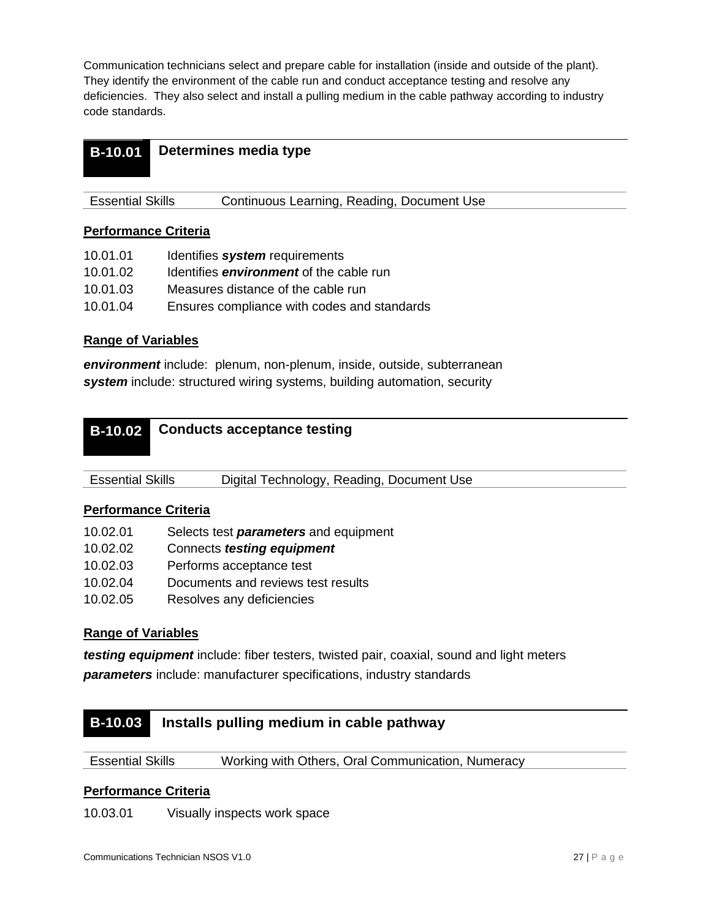Communication technicians select and prepare cable for installation (inside and outside of the plant). They identify the environment of the cable run and conduct acceptance testing and resolve any deficiencies. They also select and install a pulling medium in the cable pathway according to industry code standards.

## B-10.01 Determines media type

| Essential Skills | Continuous Learning, Reading, Document Use |
|---|---|

**Performance Criteria**

| | |
|---|---|
| 10.01.01 | Identifies ***system*** requirements |
| 10.01.02 | Identifies ***environment*** of the cable run |
| 10.01.03 | Measures distance of the cable run |
| 10.01.04 | Ensures compliance with codes and standards |

**Range of Variables**

***environment*** include: plenum, non-plenum, inside, outside, subterranean
***system*** include: structured wiring systems, building automation, security

## B-10.02 Conducts acceptance testing

| Essential Skills | Digital Technology, Reading, Document Use |
|---|---|

**Performance Criteria**

| | |
|---|---|
| 10.02.01 | Selects test ***parameters*** and equipment |
| 10.02.02 | Connects ***testing equipment*** |
| 10.02.03 | Performs acceptance test |
| 10.02.04 | Documents and reviews test results |
| 10.02.05 | Resolves any deficiencies |

**Range of Variables**

***testing equipment*** include: fiber testers, twisted pair, coaxial, sound and light meters
***parameters*** include: manufacturer specifications, industry standards

## B-10.03 Installs pulling medium in cable pathway

| Essential Skills | Working with Others, Oral Communication, Numeracy |
|---|---|

**Performance Criteria**

| | |
|---|---|
| 10.03.01 | Visually inspects work space |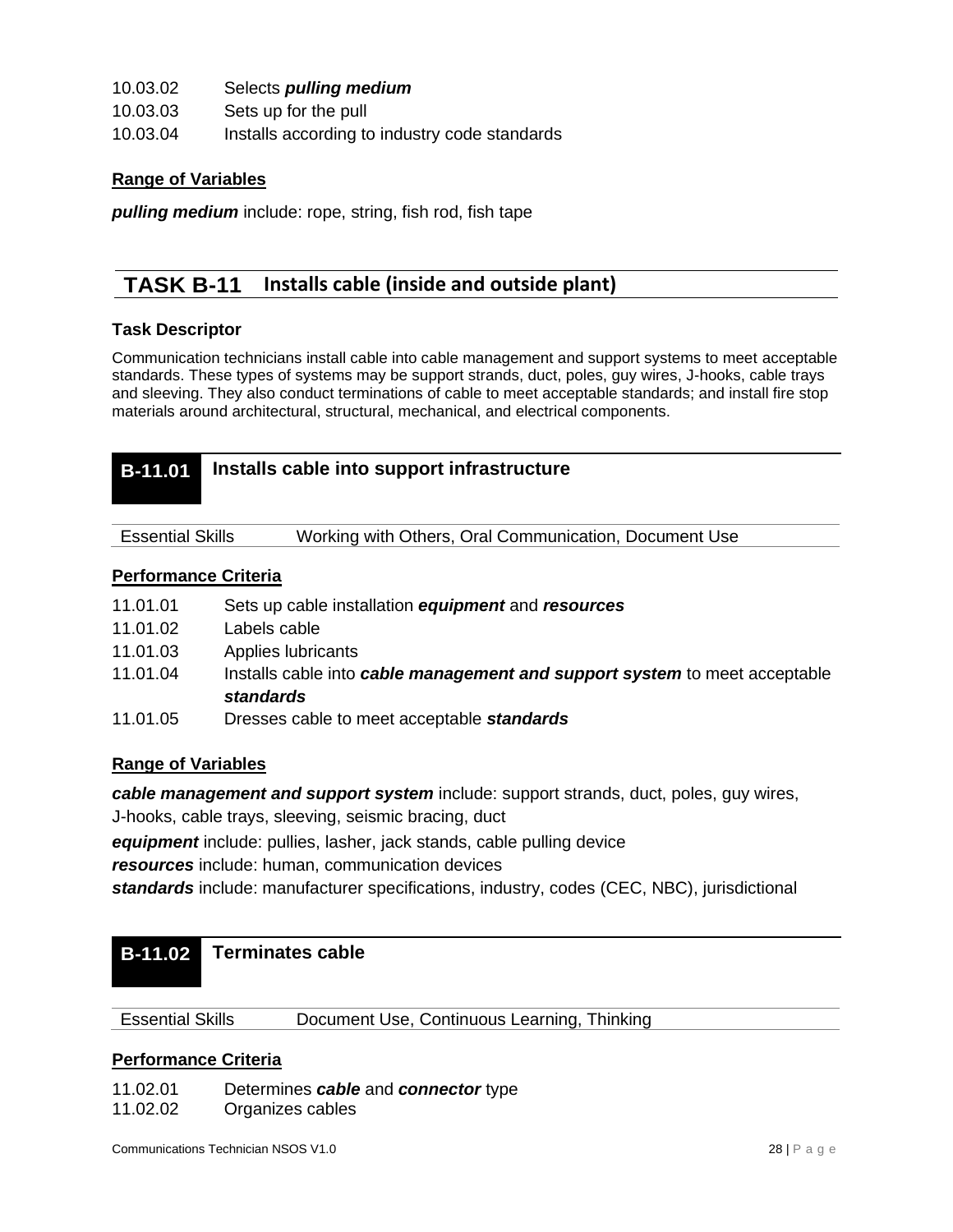10.03.02 Selects ***pulling medium***

10.03.03 Sets up for the pull

10.03.04 Installs according to industry code standards

**Range of Variables**

***pulling medium*** include: rope, string, fish rod, fish tape

## TASK B-11 Installs cable (inside and outside plant)

**Task Descriptor**

Communication technicians install cable into cable management and support systems to meet acceptable standards. These types of systems may be support strands, duct, poles, guy wires, J-hooks, cable trays and sleeving. They also conduct terminations of cable to meet acceptable standards; and install fire stop materials around architectural, structural, mechanical, and electrical components.

### B-11.01 Installs cable into support infrastructure

| Essential Skills | Working with Others, Oral Communication, Document Use |
|---|---|

**Performance Criteria**

11.01.01 Sets up cable installation ***equipment*** and ***resources***

11.01.02 Labels cable

11.01.03 Applies lubricants

11.01.04 Installs cable into ***cable management and support system*** to meet acceptable ***standards***

11.01.05 Dresses cable to meet acceptable ***standards***

**Range of Variables**

***cable management and support system*** include: support strands, duct, poles, guy wires, J-hooks, cable trays, sleeving, seismic bracing, duct

***equipment*** include: pullies, lasher, jack stands, cable pulling device

***resources*** include: human, communication devices

***standards*** include: manufacturer specifications, industry, codes (CEC, NBC), jurisdictional

### B-11.02 Terminates cable

| Essential Skills | Document Use, Continuous Learning, Thinking |
|---|---|

**Performance Criteria**

11.02.01 Determines ***cable*** and ***connector*** type

11.02.02 Organizes cables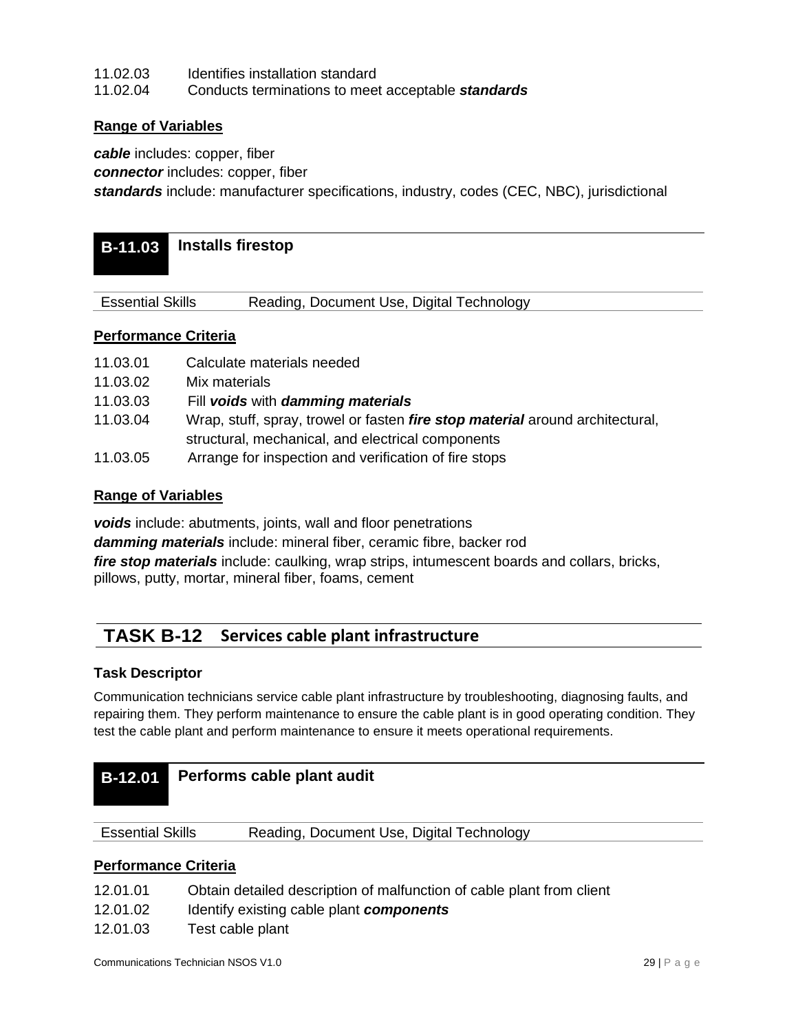11.02.03 Identifies installation standard
11.02.04 Conducts terminations to meet acceptable ***standards***

**Range of Variables**

***cable*** includes: copper, fiber
***connector*** includes: copper, fiber
***standards*** include: manufacturer specifications, industry, codes (CEC, NBC), jurisdictional

### B-11.03 Installs firestop

| Essential Skills | Reading, Document Use, Digital Technology |
|---|---|

**Performance Criteria**

11.03.01 Calculate materials needed
11.03.02 Mix materials
11.03.03 Fill ***voids*** with ***damming materials***
11.03.04 Wrap, stuff, spray, trowel or fasten ***fire stop material*** around architectural, structural, mechanical, and electrical components
11.03.05 Arrange for inspection and verification of fire stops

**Range of Variables**

***voids*** include: abutments, joints, wall and floor penetrations
***damming materials*** include: mineral fiber, ceramic fibre, backer rod
***fire stop materials*** include: caulking, wrap strips, intumescent boards and collars, bricks, pillows, putty, mortar, mineral fiber, foams, cement

## TASK B-12 Services cable plant infrastructure

**Task Descriptor**

Communication technicians service cable plant infrastructure by troubleshooting, diagnosing faults, and repairing them. They perform maintenance to ensure the cable plant is in good operating condition. They test the cable plant and perform maintenance to ensure it meets operational requirements.

### B-12.01 Performs cable plant audit

| Essential Skills | Reading, Document Use, Digital Technology |
|---|---|

**Performance Criteria**

12.01.01 Obtain detailed description of malfunction of cable plant from client
12.01.02 Identify existing cable plant ***components***
12.01.03 Test cable plant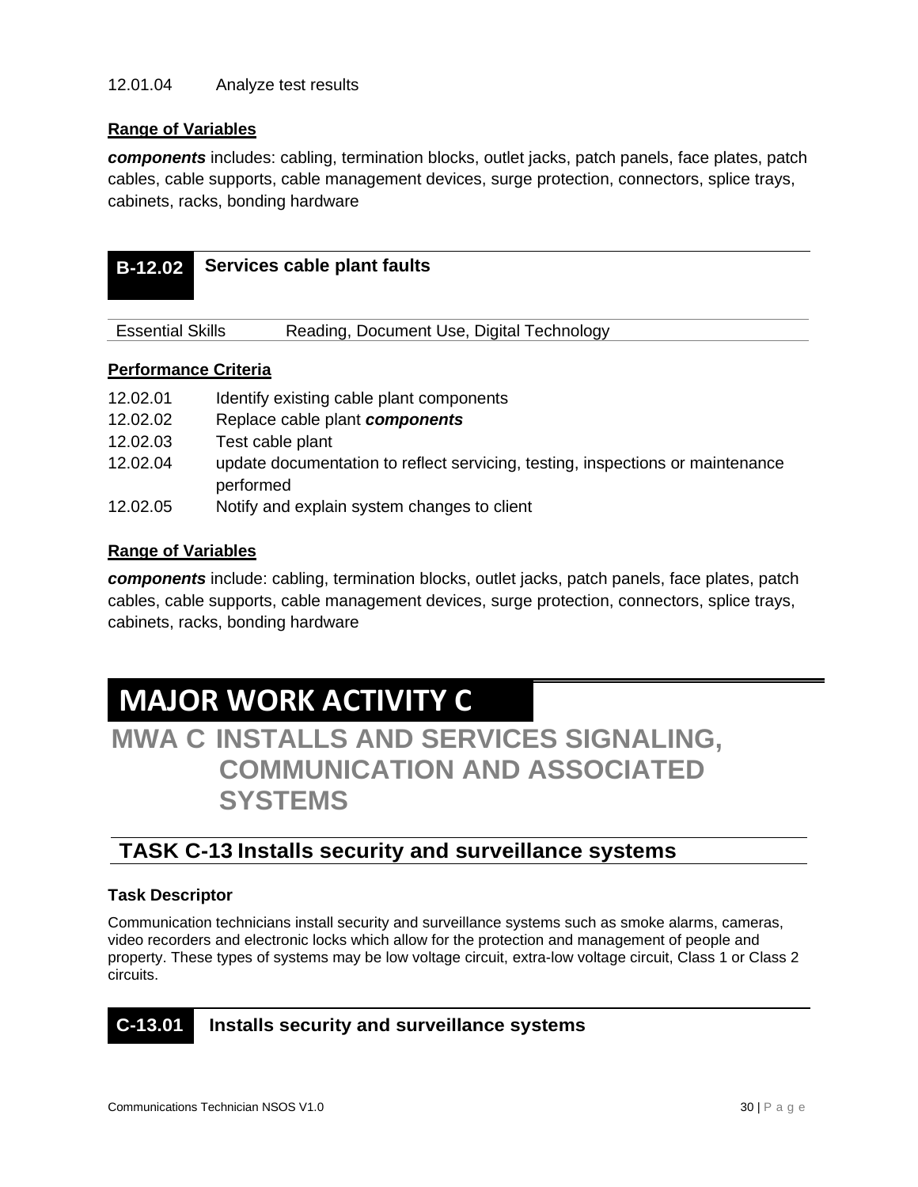12.01.04 Analyze test results

**Range of Variables**

***components*** includes: cabling, termination blocks, outlet jacks, patch panels, face plates, patch cables, cable supports, cable management devices, surge protection, connectors, splice trays, cabinets, racks, bonding hardware

### B-12.02 Services cable plant faults

| Essential Skills | Reading, Document Use, Digital Technology |
|---|---|

**Performance Criteria**

- 12.02.01 Identify existing cable plant components
- 12.02.02 Replace cable plant ***components***
- 12.02.03 Test cable plant
- 12.02.04 update documentation to reflect servicing, testing, inspections or maintenance performed
- 12.02.05 Notify and explain system changes to client

**Range of Variables**

***components*** include: cabling, termination blocks, outlet jacks, patch panels, face plates, patch cables, cable supports, cable management devices, surge protection, connectors, splice trays, cabinets, racks, bonding hardware

# MAJOR WORK ACTIVITY C

# MWA C INSTALLS AND SERVICES SIGNALING, COMMUNICATION AND ASSOCIATED SYSTEMS

## TASK C-13 Installs security and surveillance systems

**Task Descriptor**

Communication technicians install security and surveillance systems such as smoke alarms, cameras, video recorders and electronic locks which allow for the protection and management of people and property. These types of systems may be low voltage circuit, extra-low voltage circuit, Class 1 or Class 2 circuits.

### C-13.01 Installs security and surveillance systems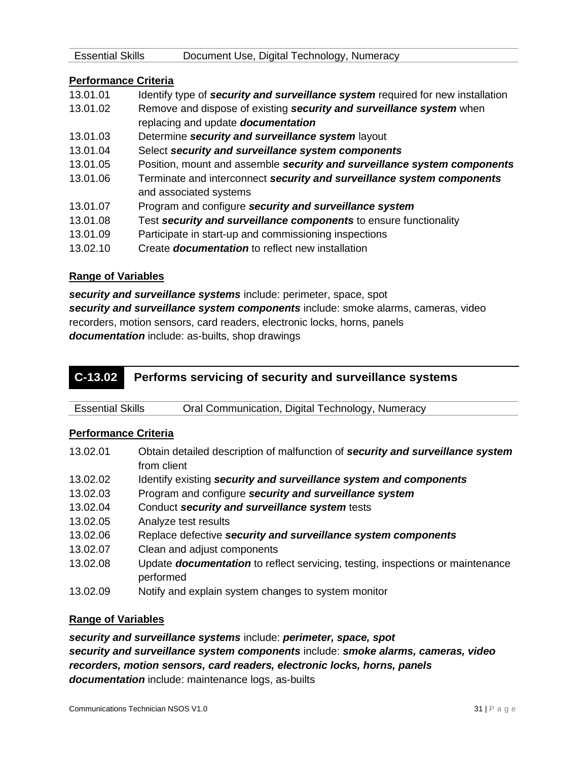| Essential Skills | Document Use, Digital Technology, Numeracy |
|---|---|

**Performance Criteria**

| | |
|---|---|
| 13.01.01 | Identify type of ***security and surveillance system*** required for new installation |
| 13.01.02 | Remove and dispose of existing ***security and surveillance system*** when replacing and update ***documentation*** |
| 13.01.03 | Determine ***security and surveillance system*** layout |
| 13.01.04 | Select ***security and surveillance system components*** |
| 13.01.05 | Position, mount and assemble ***security and surveillance system components*** |
| 13.01.06 | Terminate and interconnect ***security and surveillance system components*** and associated systems |
| 13.01.07 | Program and configure ***security and surveillance system*** |
| 13.01.08 | Test ***security and surveillance components*** to ensure functionality |
| 13.01.09 | Participate in start-up and commissioning inspections |
| 13.02.10 | Create ***documentation*** to reflect new installation |

**Range of Variables**

***security and surveillance systems*** include: perimeter, space, spot
***security and surveillance system components*** include: smoke alarms, cameras, video recorders, motion sensors, card readers, electronic locks, horns, panels
***documentation*** include: as-builts, shop drawings

## C-13.02 Performs servicing of security and surveillance systems

| Essential Skills | Oral Communication, Digital Technology, Numeracy |
|---|---|

**Performance Criteria**

| | |
|---|---|
| 13.02.01 | Obtain detailed description of malfunction of ***security and surveillance system*** from client |
| 13.02.02 | Identify existing ***security and surveillance system and components*** |
| 13.02.03 | Program and configure ***security and surveillance system*** |
| 13.02.04 | Conduct ***security and surveillance system*** tests |
| 13.02.05 | Analyze test results |
| 13.02.06 | Replace defective ***security and surveillance system components*** |
| 13.02.07 | Clean and adjust components |
| 13.02.08 | Update ***documentation*** to reflect servicing, testing, inspections or maintenance performed |
| 13.02.09 | Notify and explain system changes to system monitor |

**Range of Variables**

***security and surveillance systems*** include: ***perimeter, space, spot***
***security and surveillance system components*** include: ***smoke alarms, cameras, video recorders, motion sensors, card readers, electronic locks, horns, panels***
***documentation*** include: maintenance logs, as-builts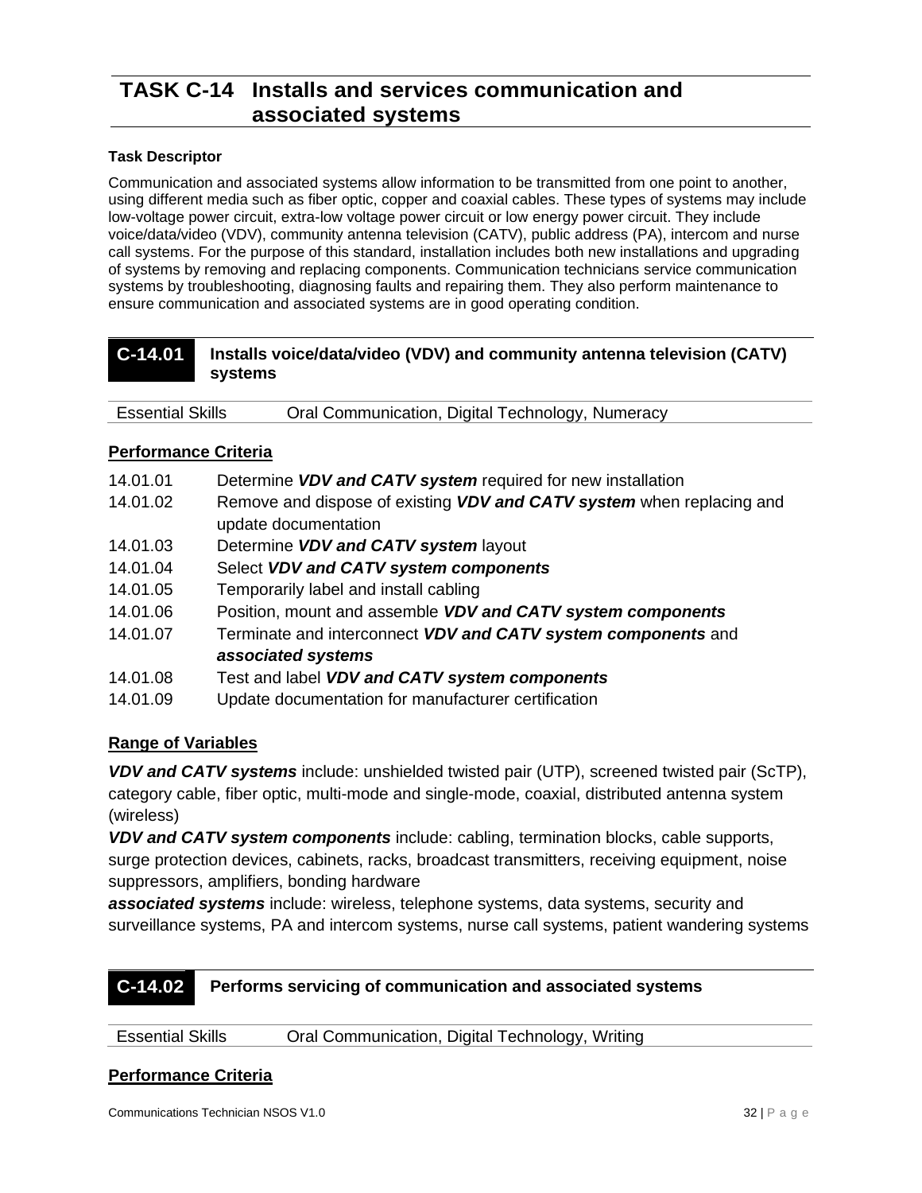# TASK C-14 Installs and services communication and associated systems

**Task Descriptor**

Communication and associated systems allow information to be transmitted from one point to another, using different media such as fiber optic, copper and coaxial cables. These types of systems may include low-voltage power circuit, extra-low voltage power circuit or low energy power circuit. They include voice/data/video (VDV), community antenna television (CATV), public address (PA), intercom and nurse call systems. For the purpose of this standard, installation includes both new installations and upgrading of systems by removing and replacing components. Communication technicians service communication systems by troubleshooting, diagnosing faults and repairing them. They also perform maintenance to ensure communication and associated systems are in good operating condition.

## C-14.01 Installs voice/data/video (VDV) and community antenna television (CATV) systems

| Essential Skills | Oral Communication, Digital Technology, Numeracy |
|---|---|

### Performance Criteria

| | |
|---|---|
| 14.01.01 | Determine ***VDV and CATV system*** required for new installation |
| 14.01.02 | Remove and dispose of existing ***VDV and CATV system*** when replacing and update documentation |
| 14.01.03 | Determine ***VDV and CATV system*** layout |
| 14.01.04 | Select ***VDV and CATV system components*** |
| 14.01.05 | Temporarily label and install cabling |
| 14.01.06 | Position, mount and assemble ***VDV and CATV system components*** |
| 14.01.07 | Terminate and interconnect ***VDV and CATV system components*** and ***associated systems*** |
| 14.01.08 | Test and label ***VDV and CATV system components*** |
| 14.01.09 | Update documentation for manufacturer certification |

### Range of Variables

***VDV and CATV systems*** include: unshielded twisted pair (UTP), screened twisted pair (ScTP), category cable, fiber optic, multi-mode and single-mode, coaxial, distributed antenna system (wireless)

***VDV and CATV system components*** include: cabling, termination blocks, cable supports, surge protection devices, cabinets, racks, broadcast transmitters, receiving equipment, noise suppressors, amplifiers, bonding hardware

***associated systems*** include: wireless, telephone systems, data systems, security and surveillance systems, PA and intercom systems, nurse call systems, patient wandering systems

## C-14.02 Performs servicing of communication and associated systems

| Essential Skills | Oral Communication, Digital Technology, Writing |
|---|---|

### Performance Criteria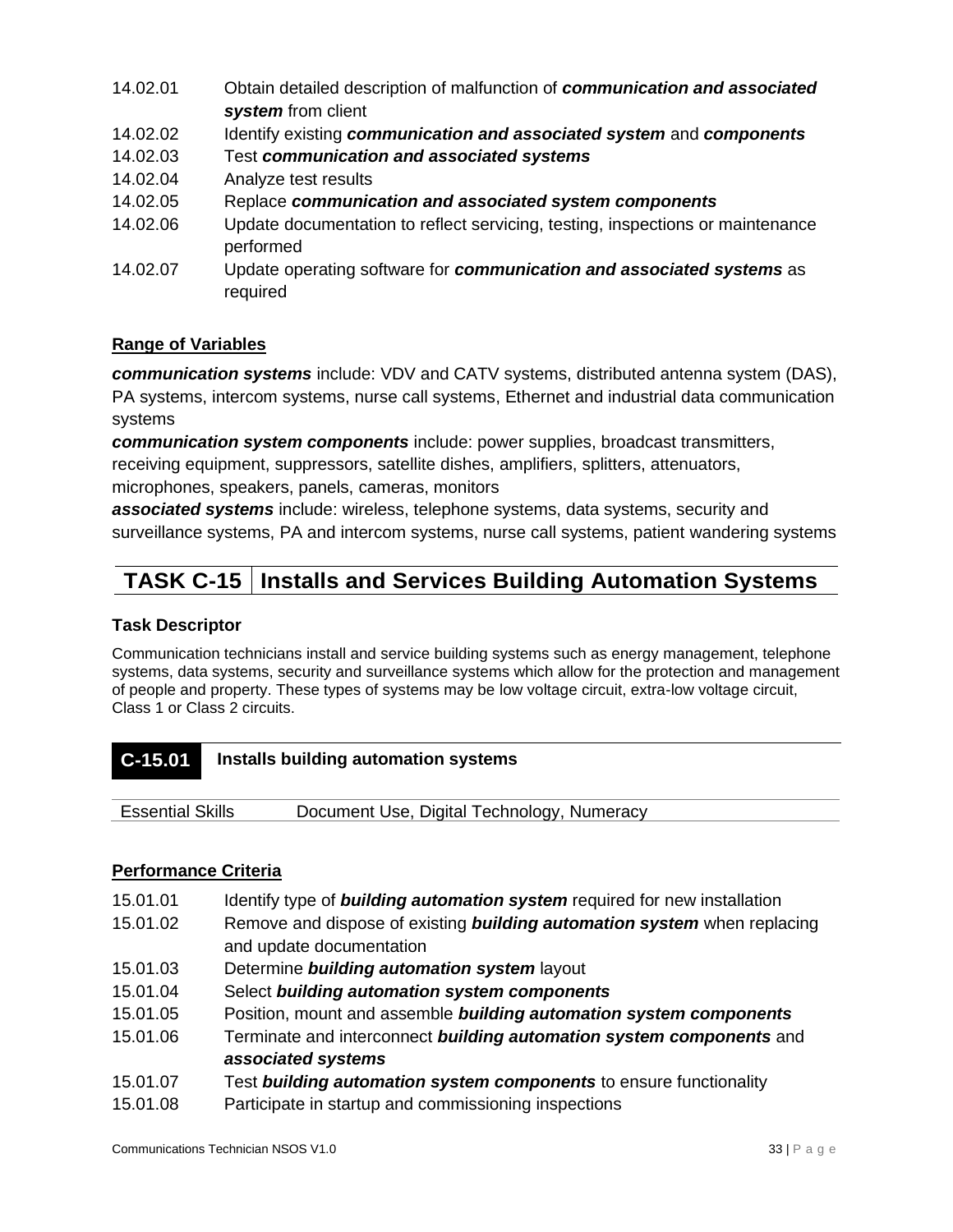14.02.01 Obtain detailed description of malfunction of ***communication and associated system*** from client

14.02.02 Identify existing ***communication and associated system*** and ***components***

14.02.03 Test ***communication and associated systems***

14.02.04 Analyze test results

14.02.05 Replace ***communication and associated system components***

14.02.06 Update documentation to reflect servicing, testing, inspections or maintenance performed

14.02.07 Update operating software for ***communication and associated systems*** as required

**Range of Variables**

***communication systems*** include: VDV and CATV systems, distributed antenna system (DAS), PA systems, intercom systems, nurse call systems, Ethernet and industrial data communication systems

***communication system components*** include: power supplies, broadcast transmitters, receiving equipment, suppressors, satellite dishes, amplifiers, splitters, attenuators, microphones, speakers, panels, cameras, monitors

***associated systems*** include: wireless, telephone systems, data systems, security and surveillance systems, PA and intercom systems, nurse call systems, patient wandering systems

## TASK C-15 | Installs and Services Building Automation Systems

**Task Descriptor**

Communication technicians install and service building systems such as energy management, telephone systems, data systems, security and surveillance systems which allow for the protection and management of people and property. These types of systems may be low voltage circuit, extra-low voltage circuit, Class 1 or Class 2 circuits.

### C-15.01 Installs building automation systems

| Essential Skills | Document Use, Digital Technology, Numeracy |
|---|---|

**Performance Criteria**

15.01.01 Identify type of ***building automation system*** required for new installation

15.01.02 Remove and dispose of existing ***building automation system*** when replacing and update documentation

15.01.03 Determine ***building automation system*** layout

15.01.04 Select ***building automation system components***

15.01.05 Position, mount and assemble ***building automation system components***

15.01.06 Terminate and interconnect ***building automation system components*** and ***associated systems***

15.01.07 Test ***building automation system components*** to ensure functionality

15.01.08 Participate in startup and commissioning inspections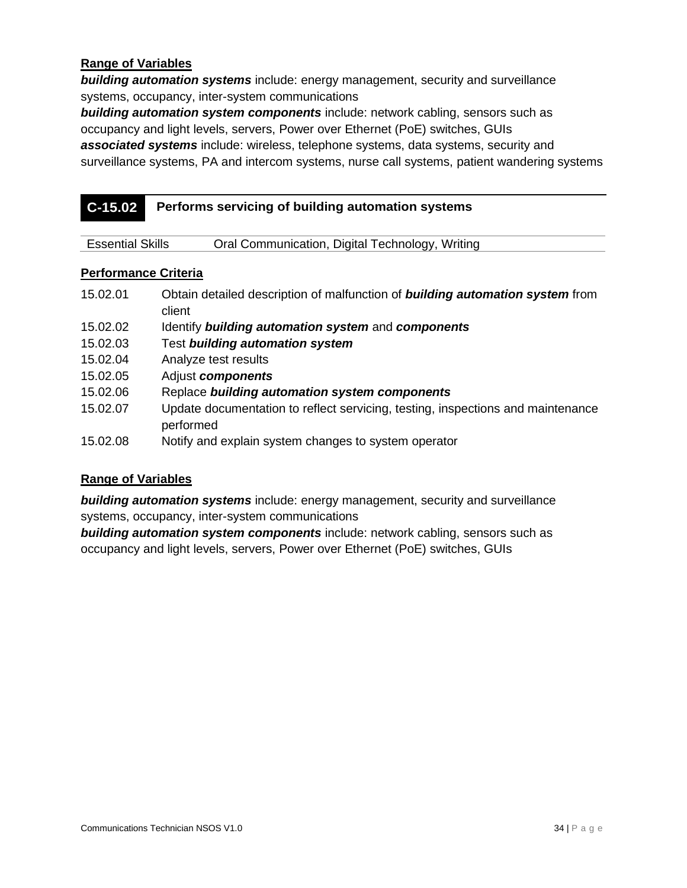**Range of Variables**

***building automation systems*** include: energy management, security and surveillance systems, occupancy, inter-system communications

***building automation system components*** include: network cabling, sensors such as occupancy and light levels, servers, Power over Ethernet (PoE) switches, GUIs

***associated systems*** include: wireless, telephone systems, data systems, security and surveillance systems, PA and intercom systems, nurse call systems, patient wandering systems

## C-15.02 Performs servicing of building automation systems

| Essential Skills | Oral Communication, Digital Technology, Writing |
|---|---|

**Performance Criteria**

| | |
|---|---|
| 15.02.01 | Obtain detailed description of malfunction of ***building automation system*** from client |
| 15.02.02 | Identify ***building automation system*** and ***components*** |
| 15.02.03 | Test ***building automation system*** |
| 15.02.04 | Analyze test results |
| 15.02.05 | Adjust ***components*** |
| 15.02.06 | Replace ***building automation system components*** |
| 15.02.07 | Update documentation to reflect servicing, testing, inspections and maintenance performed |
| 15.02.08 | Notify and explain system changes to system operator |

**Range of Variables**

***building automation systems*** include: energy management, security and surveillance systems, occupancy, inter-system communications

***building automation system components*** include: network cabling, sensors such as occupancy and light levels, servers, Power over Ethernet (PoE) switches, GUIs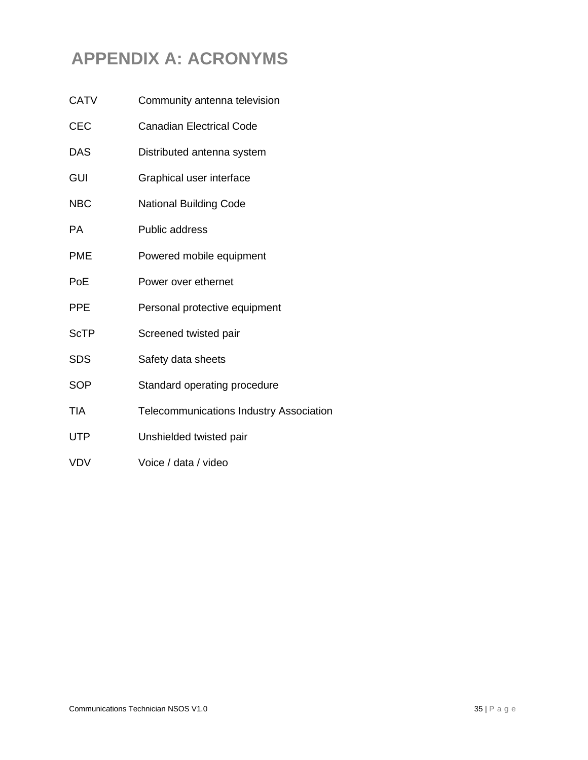# APPENDIX A: ACRONYMS

| | |
|---|---|
| CATV | Community antenna television |
| CEC | Canadian Electrical Code |
| DAS | Distributed antenna system |
| GUI | Graphical user interface |
| NBC | National Building Code |
| PA | Public address |
| PME | Powered mobile equipment |
| PoE | Power over ethernet |
| PPE | Personal protective equipment |
| ScTP | Screened twisted pair |
| SDS | Safety data sheets |
| SOP | Standard operating procedure |
| TIA | Telecommunications Industry Association |
| UTP | Unshielded twisted pair |
| VDV | Voice / data / video |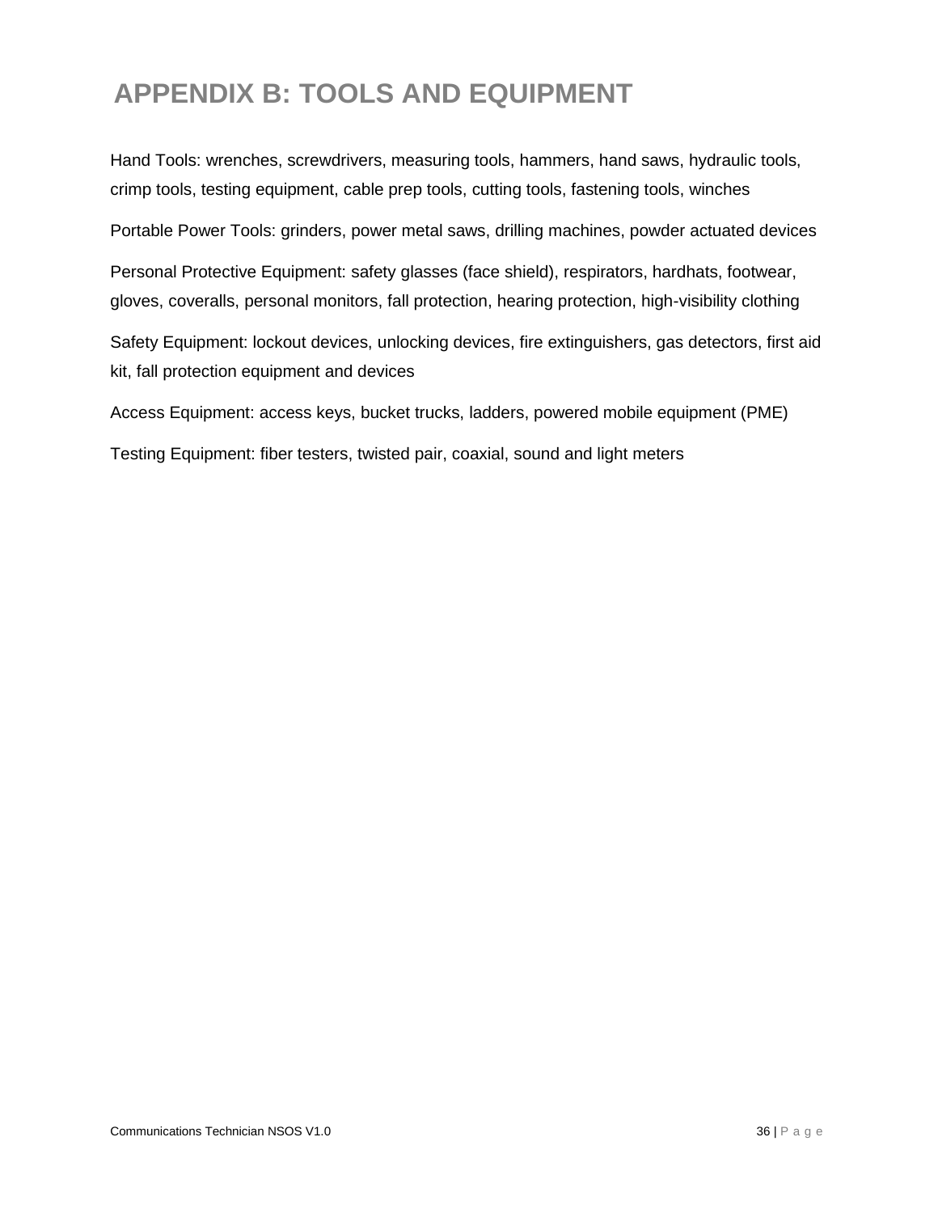# APPENDIX B: TOOLS AND EQUIPMENT

Hand Tools: wrenches, screwdrivers, measuring tools, hammers, hand saws, hydraulic tools, crimp tools, testing equipment, cable prep tools, cutting tools, fastening tools, winches

Portable Power Tools: grinders, power metal saws, drilling machines, powder actuated devices

Personal Protective Equipment: safety glasses (face shield), respirators, hardhats, footwear, gloves, coveralls, personal monitors, fall protection, hearing protection, high-visibility clothing

Safety Equipment: lockout devices, unlocking devices, fire extinguishers, gas detectors, first aid kit, fall protection equipment and devices

Access Equipment: access keys, bucket trucks, ladders, powered mobile equipment (PME)

Testing Equipment: fiber testers, twisted pair, coaxial, sound and light meters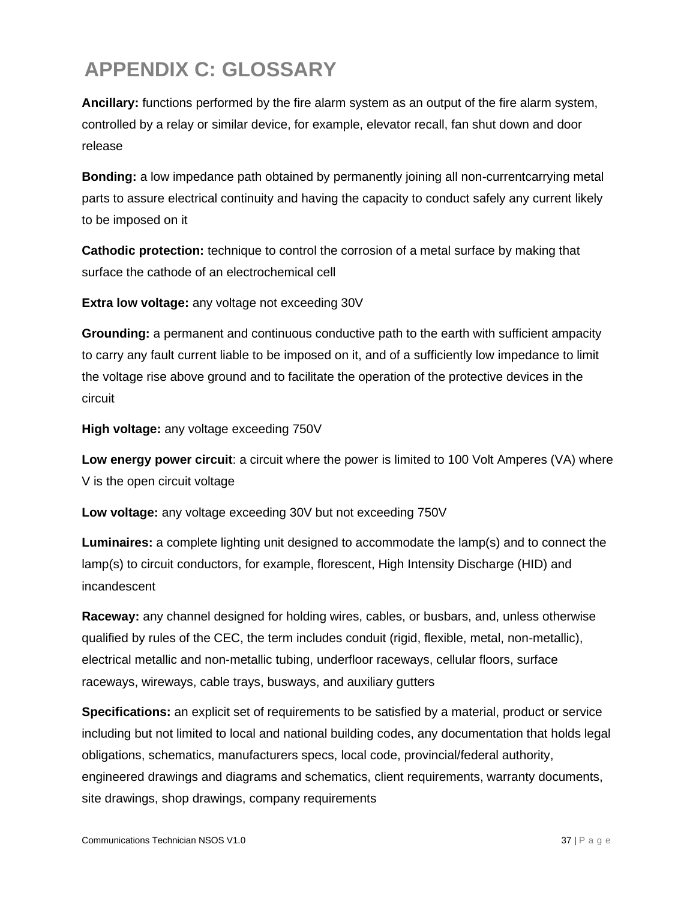# APPENDIX C: GLOSSARY

**Ancillary:** functions performed by the fire alarm system as an output of the fire alarm system, controlled by a relay or similar device, for example, elevator recall, fan shut down and door release

**Bonding:** a low impedance path obtained by permanently joining all non-currentcarrying metal parts to assure electrical continuity and having the capacity to conduct safely any current likely to be imposed on it

**Cathodic protection:** technique to control the corrosion of a metal surface by making that surface the cathode of an electrochemical cell

**Extra low voltage:** any voltage not exceeding 30V

**Grounding:** a permanent and continuous conductive path to the earth with sufficient ampacity to carry any fault current liable to be imposed on it, and of a sufficiently low impedance to limit the voltage rise above ground and to facilitate the operation of the protective devices in the circuit

**High voltage:** any voltage exceeding 750V

**Low energy power circuit**: a circuit where the power is limited to 100 Volt Amperes (VA) where V is the open circuit voltage

**Low voltage:** any voltage exceeding 30V but not exceeding 750V

**Luminaires:** a complete lighting unit designed to accommodate the lamp(s) and to connect the lamp(s) to circuit conductors, for example, florescent, High Intensity Discharge (HID) and incandescent

**Raceway:** any channel designed for holding wires, cables, or busbars, and, unless otherwise qualified by rules of the CEC, the term includes conduit (rigid, flexible, metal, non-metallic), electrical metallic and non-metallic tubing, underfloor raceways, cellular floors, surface raceways, wireways, cable trays, busways, and auxiliary gutters

**Specifications:** an explicit set of requirements to be satisfied by a material, product or service including but not limited to local and national building codes, any documentation that holds legal obligations, schematics, manufacturers specs, local code, provincial/federal authority, engineered drawings and diagrams and schematics, client requirements, warranty documents, site drawings, shop drawings, company requirements